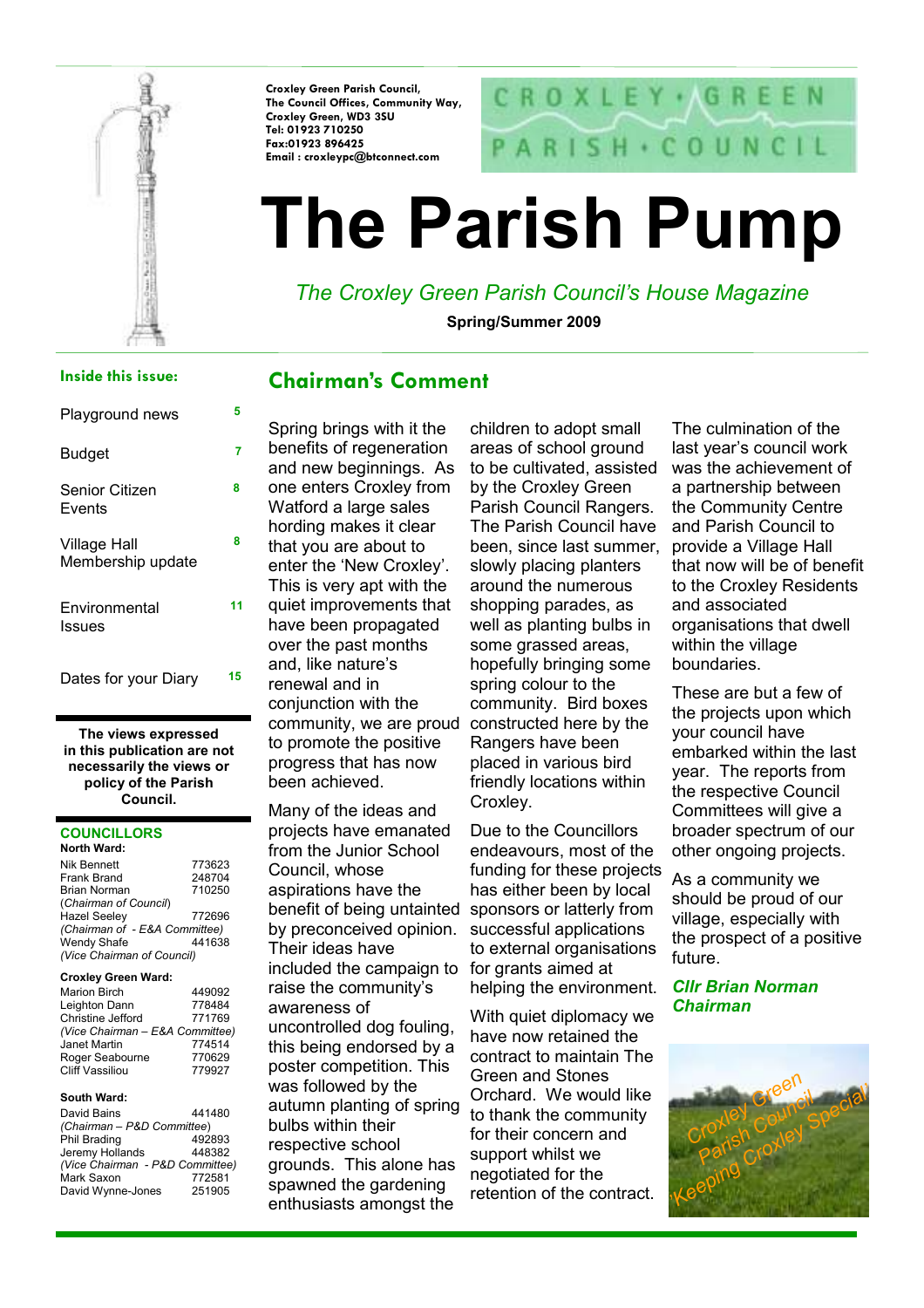Croxley Green Parish Council,
The Council Offices, Community Way,
Croxley Green, WD3 3SU
Tel: 01923 710250
Fax:01923 896425
Email : croxleypc@btconnect.com

CROXLEY GREEN PARISH COUNCIL

# The Parish Pump

*The Croxley Green Parish Council's House Magazine*

**Spring/Summer 2009**

### Inside this issue:

| | |
|---|---|
| Playground news | 5 |
| Budget | 7 |
| Senior Citizen Events | 8 |
| Village Hall Membership update | 8 |
| Environmental Issues | 11 |
| Dates for your Diary | 15 |

**The views expressed in this publication are not necessarily the views or policy of the Parish Council.**

### COUNCILLORS

**North Ward:**

| | |
|---|---|
| Nik Bennett | 773623 |
| Frank Brand | 248704 |
| Brian Norman (*Chairman of Council*) | 710250 |
| Hazel Seeley (*Chairman of - E&A Committee*) | 772696 |
| Wendy Shafe (*Vice Chairman of Council*) | 441638 |

**Croxley Green Ward:**

| | |
|---|---|
| Marion Birch | 449092 |
| Leighton Dann | 778484 |
| Christine Jefford (*Vice Chairman – E&A Committee*) | 771769 |
| Janet Martin | 774514 |
| Roger Seabourne | 770629 |
| Cliff Vassiliou | 779927 |

**South Ward:**

| | |
|---|---|
| David Bains (*Chairman – P&D Committee*) | 441480 |
| Phil Brading | 492893 |
| Jeremy Hollands (*Vice Chairman - P&D Committee*) | 448382 |
| Mark Saxon | 772581 |
| David Wynne-Jones | 251905 |

## Chairman's Comment

Spring brings with it the benefits of regeneration and new beginnings. As one enters Croxley from Watford a large sales hording makes it clear that you are about to enter the 'New Croxley'. This is very apt with the quiet improvements that have been propagated over the past months and, like nature's renewal and in conjunction with the community, we are proud to promote the positive progress that has now been achieved.

Many of the ideas and projects have emanated from the Junior School Council, whose aspirations have the benefit of being untainted by preconceived opinion. Their ideas have included the campaign to raise the community's awareness of uncontrolled dog fouling, this being endorsed by a poster competition. This was followed by the autumn planting of spring bulbs within their respective school grounds. This alone has spawned the gardening enthusiasts amongst the children to adopt small areas of school ground to be cultivated, assisted by the Croxley Green Parish Council Rangers. The Parish Council have been, since last summer, slowly placing planters around the numerous shopping parades, as well as planting bulbs in some grassed areas, hopefully bringing some spring colour to the community. Bird boxes constructed here by the Rangers have been placed in various bird friendly locations within Croxley.

Due to the Councillors endeavours, most of the funding for these projects has either been by local sponsors or latterly from successful applications to external organisations for grants aimed at helping the environment.

With quiet diplomacy we have now retained the contract to maintain The Green and Stones Orchard. We would like to thank the community for their concern and support whilst we negotiated for the retention of the contract.

The culmination of the last year's council work was the achievement of a partnership between the Community Centre and Parish Council to provide a Village Hall that now will be of benefit to the Croxley Residents and associated organisations that dwell within the village boundaries.

These are but a few of the projects upon which your council have embarked within the last year. The reports from the respective Council Committees will give a broader spectrum of our other ongoing projects.

As a community we should be proud of our village, especially with the prospect of a positive future.

***Cllr Brian Norman***
***Chairman***

Croxley Green Parish Council Keeping Croxley Special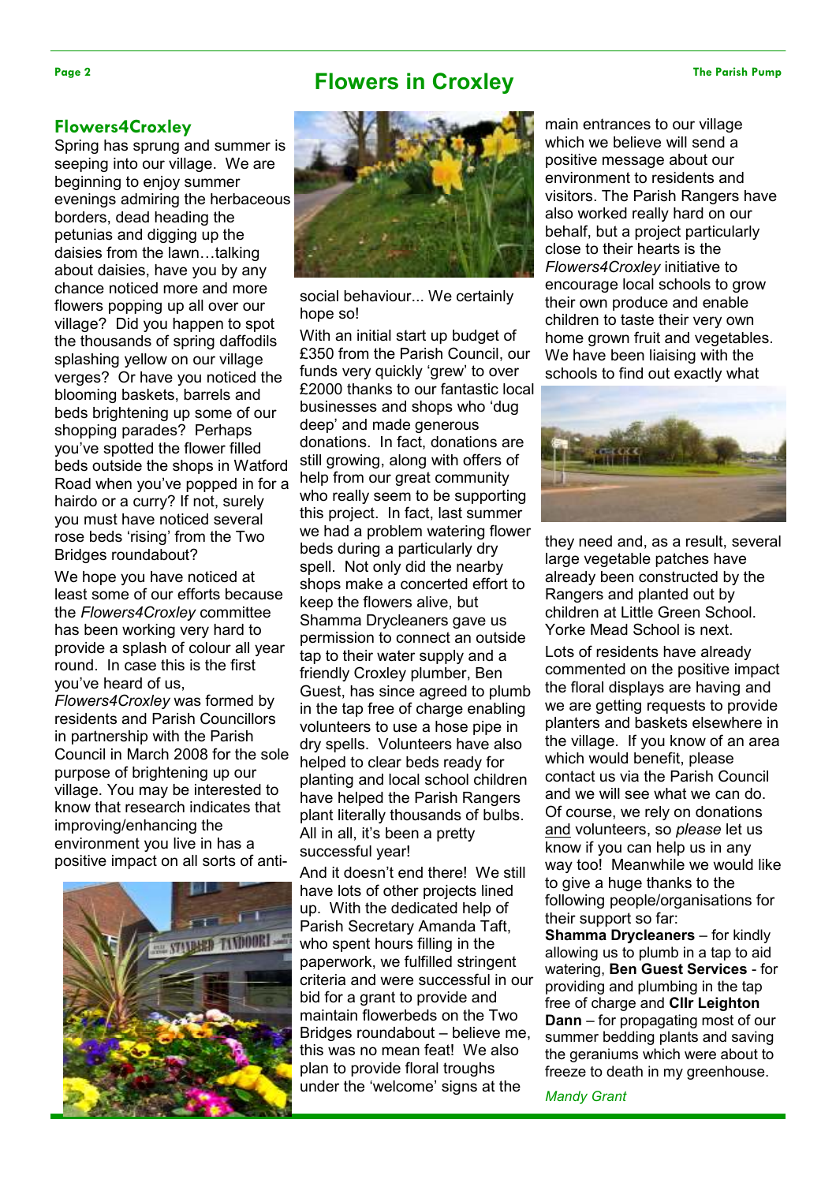# Flowers in Croxley

## Flowers4Croxley

Spring has sprung and summer is seeping into our village. We are beginning to enjoy summer evenings admiring the herbaceous borders, dead heading the petunias and digging up the daisies from the lawn…talking about daisies, have you by any chance noticed more and more flowers popping up all over our village? Did you happen to spot the thousands of spring daffodils splashing yellow on our village verges? Or have you noticed the blooming baskets, barrels and beds brightening up some of our shopping parades? Perhaps you've spotted the flower filled beds outside the shops in Watford Road when you've popped in for a hairdo or a curry? If not, surely you must have noticed several rose beds 'rising' from the Two Bridges roundabout?

We hope you have noticed at least some of our efforts because the *Flowers4Croxley* committee has been working very hard to provide a splash of colour all year round. In case this is the first you've heard of us, *Flowers4Croxley* was formed by residents and Parish Councillors in partnership with the Parish Council in March 2008 for the sole purpose of brightening up our village. You may be interested to know that research indicates that improving/enhancing the environment you live in has a positive impact on all sorts of anti-social behaviour... We certainly hope so!

With an initial start up budget of £350 from the Parish Council, our funds very quickly 'grew' to over £2000 thanks to our fantastic local businesses and shops who 'dug deep' and made generous donations. In fact, donations are still growing, along with offers of help from our great community who really seem to be supporting this project. In fact, last summer we had a problem watering flower beds during a particularly dry spell. Not only did the nearby shops make a concerted effort to keep the flowers alive, but Shamma Drycleaners gave us permission to connect an outside tap to their water supply and a friendly Croxley plumber, Ben Guest, has since agreed to plumb in the tap free of charge enabling volunteers to use a hose pipe in dry spells. Volunteers have also helped to clear beds ready for planting and local school children have helped the Parish Rangers plant literally thousands of bulbs. All in all, it's been a pretty successful year!

And it doesn't end there! We still have lots of other projects lined up. With the dedicated help of Parish Secretary Amanda Taft, who spent hours filling in the paperwork, we fulfilled stringent criteria and were successful in our bid for a grant to provide and maintain flowerbeds on the Two Bridges roundabout – believe me, this was no mean feat! We also plan to provide floral troughs under the 'welcome' signs at the main entrances to our village which we believe will send a positive message about our environment to residents and visitors. The Parish Rangers have also worked really hard on our behalf, but a project particularly close to their hearts is the *Flowers4Croxley* initiative to encourage local schools to grow their own produce and enable children to taste their very own home grown fruit and vegetables. We have been liaising with the schools to find out exactly what they need and, as a result, several large vegetable patches have already been constructed by the Rangers and planted out by children at Little Green School. Yorke Mead School is next.

Lots of residents have already commented on the positive impact the floral displays are having and we are getting requests to provide planters and baskets elsewhere in the village. If you know of an area which would benefit, please contact us via the Parish Council and we will see what we can do. Of course, we rely on donations and volunteers, so *please* let us know if you can help us in any way too! Meanwhile we would like to give a huge thanks to the following people/organisations for their support so far: **Shamma Drycleaners** – for kindly allowing us to plumb in a tap to aid watering, **Ben Guest Services** - for providing and plumbing in the tap free of charge and **Cllr Leighton Dann** – for propagating most of our summer bedding plants and saving the geraniums which were about to freeze to death in my greenhouse.

*Mandy Grant*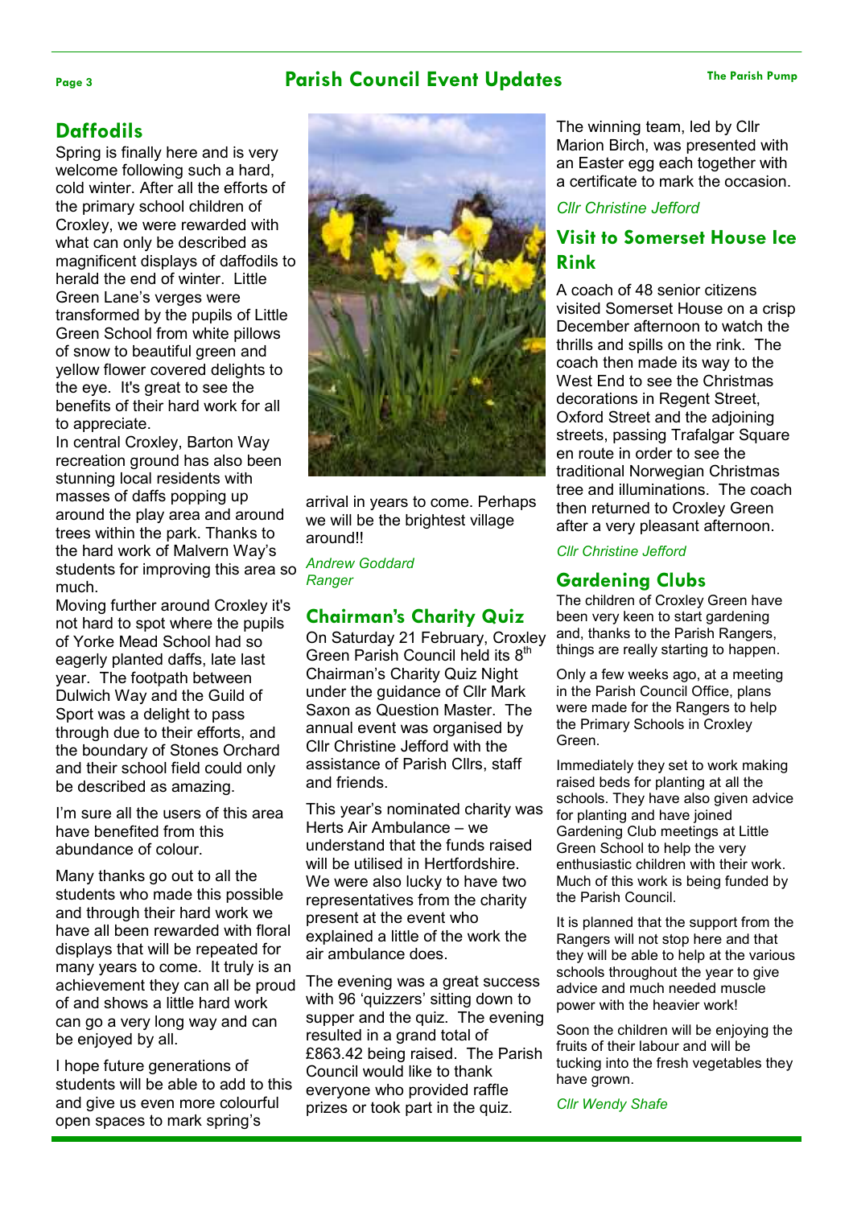# Parish Council Event Updates

## Daffodils

Spring is finally here and is very welcome following such a hard, cold winter. After all the efforts of the primary school children of Croxley, we were rewarded with what can only be described as magnificent displays of daffodils to herald the end of winter. Little Green Lane's verges were transformed by the pupils of Little Green School from white pillows of snow to beautiful green and yellow flower covered delights to the eye. It's great to see the benefits of their hard work for all to appreciate.

In central Croxley, Barton Way recreation ground has also been stunning local residents with masses of daffs popping up around the play area and around trees within the park. Thanks to the hard work of Malvern Way's students for improving this area so much.

Moving further around Croxley it's not hard to spot where the pupils of Yorke Mead School had so eagerly planted daffs, late last year. The footpath between Dulwich Way and the Guild of Sport was a delight to pass through due to their efforts, and the boundary of Stones Orchard and their school field could only be described as amazing.

I'm sure all the users of this area have benefited from this abundance of colour.

Many thanks go out to all the students who made this possible and through their hard work we have all been rewarded with floral displays that will be repeated for many years to come. It truly is an achievement they can all be proud of and shows a little hard work can go a very long way and can be enjoyed by all.

I hope future generations of students will be able to add to this and give us even more colourful open spaces to mark spring's arrival in years to come. Perhaps we will be the brightest village around!!

*Andrew Goddard*
*Ranger*

## Chairman's Charity Quiz

On Saturday 21 February, Croxley Green Parish Council held its 8th Chairman's Charity Quiz Night under the guidance of Cllr Mark Saxon as Question Master. The annual event was organised by Cllr Christine Jefford with the assistance of Parish Cllrs, staff and friends.

This year's nominated charity was Herts Air Ambulance – we understand that the funds raised will be utilised in Hertfordshire. We were also lucky to have two representatives from the charity present at the event who explained a little of the work the air ambulance does.

The evening was a great success with 96 'quizzers' sitting down to supper and the quiz. The evening resulted in a grand total of £863.42 being raised. The Parish Council would like to thank everyone who provided raffle prizes or took part in the quiz.

The winning team, led by Cllr Marion Birch, was presented with an Easter egg each together with a certificate to mark the occasion.

*Cllr Christine Jefford*

## Visit to Somerset House Ice Rink

A coach of 48 senior citizens visited Somerset House on a crisp December afternoon to watch the thrills and spills on the rink. The coach then made its way to the West End to see the Christmas decorations in Regent Street, Oxford Street and the adjoining streets, passing Trafalgar Square en route in order to see the traditional Norwegian Christmas tree and illuminations. The coach then returned to Croxley Green after a very pleasant afternoon.

*Cllr Christine Jefford*

## Gardening Clubs

The children of Croxley Green have been very keen to start gardening and, thanks to the Parish Rangers, things are really starting to happen.

Only a few weeks ago, at a meeting in the Parish Council Office, plans were made for the Rangers to help the Primary Schools in Croxley Green.

Immediately they set to work making raised beds for planting at all the schools. They have also given advice for planting and have joined Gardening Club meetings at Little Green School to help the very enthusiastic children with their work. Much of this work is being funded by the Parish Council.

It is planned that the support from the Rangers will not stop here and that they will be able to help at the various schools throughout the year to give advice and much needed muscle power with the heavier work!

Soon the children will be enjoying the fruits of their labour and will be tucking into the fresh vegetables they have grown.

*Cllr Wendy Shafe*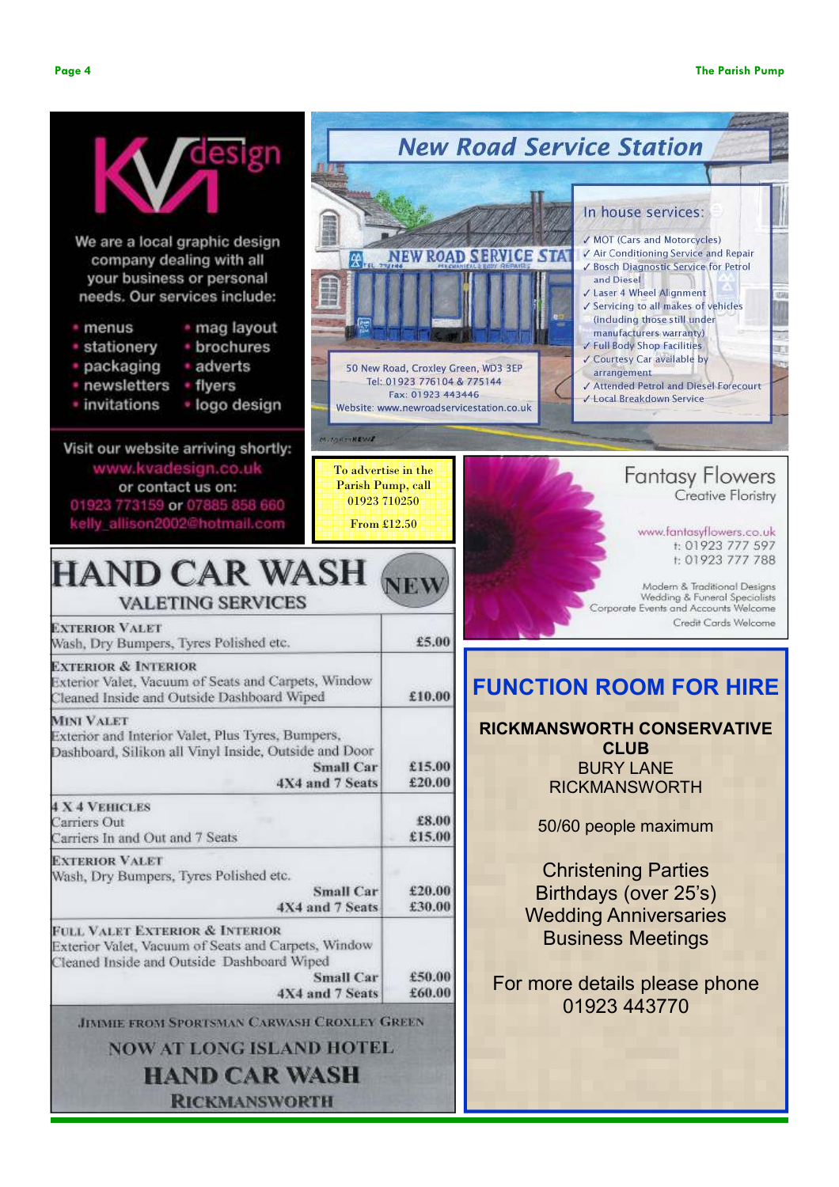## KV design

We are a local graphic design company dealing with all your business or personal needs. Our services include:

- menus
- stationery
- packaging
- newsletters
- invitations
- mag layout
- brochures
- adverts
- flyers
- logo design

Visit our website arriving shortly:
www.kvadesign.co.uk
or contact us on:
01923 773159 or 07885 858 660
kelly_allison2002@hotmail.com

## New Road Service Station

50 New Road, Croxley Green, WD3 3EP
Tel: 01923 776104 & 775144
Fax: 01923 443446
Website: www.newroadservicestation.co.uk

In house services:

- ✓ MOT (Cars and Motorcycles)
- ✓ Air Conditioning Service and Repair
- ✓ Bosch Diagnostic Service for Petrol and Diesel
- ✓ Laser 4 Wheel Alignment
- ✓ Servicing to all makes of vehicles (including those still under manufacturers warranty)
- ✓ Full Body Shop Facilities
- ✓ Courtesy Car available by arrangement
- ✓ Attended Petrol and Diesel Forecourt
- ✓ Local Breakdown Service

To advertise in the Parish Pump, call 01923 710250

From £12.50

## Fantasy Flowers

Creative Floristry

www.fantasyflowers.co.uk
t: 01923 777 597
t: 01923 777 788

Modern & Traditional Designs
Wedding & Funeral Specialists
Corporate Events and Accounts Welcome
Credit Cards Welcome

## HAND CAR WASH — NEW

### VALETING SERVICES

| Service | Price |
|---|---|
| **Exterior Valet**<br>Wash, Dry Bumpers, Tyres Polished etc. | £5.00 |
| **Exterior & Interior**<br>Exterior Valet, Vacuum of Seats and Carpets, Window Cleaned Inside and Outside Dashboard Wiped | £10.00 |
| **Mini Valet**<br>Exterior and Interior Valet, Plus Tyres, Bumpers, Dashboard, Silikon all Vinyl Inside, Outside and Door<br>Small Car<br>4X4 and 7 Seats | <br><br>£15.00<br>£20.00 |
| **4 X 4 Vehicles**<br>Carriers Out<br>Carriers In and Out and 7 Seats | £8.00<br>£15.00 |
| **Exterior Valet**<br>Wash, Dry Bumpers, Tyres Polished etc.<br>Small Car<br>4X4 and 7 Seats | <br><br>£20.00<br>£30.00 |
| **Full Valet Exterior & Interior**<br>Exterior Valet, Vacuum of Seats and Carpets, Window Cleaned Inside and Outside Dashboard Wiped<br>Small Car<br>4X4 and 7 Seats | <br><br>£50.00<br>£60.00 |

JIMMIE FROM SPORTSMAN CARWASH CROXLEY GREEN

NOW AT LONG ISLAND HOTEL

**HAND CAR WASH**

**RICKMANSWORTH**

## FUNCTION ROOM FOR HIRE

**RICKMANSWORTH CONSERVATIVE CLUB**
BURY LANE
RICKMANSWORTH

50/60 people maximum

Christening Parties
Birthdays (over 25's)
Wedding Anniversaries
Business Meetings

For more details please phone
01923 443770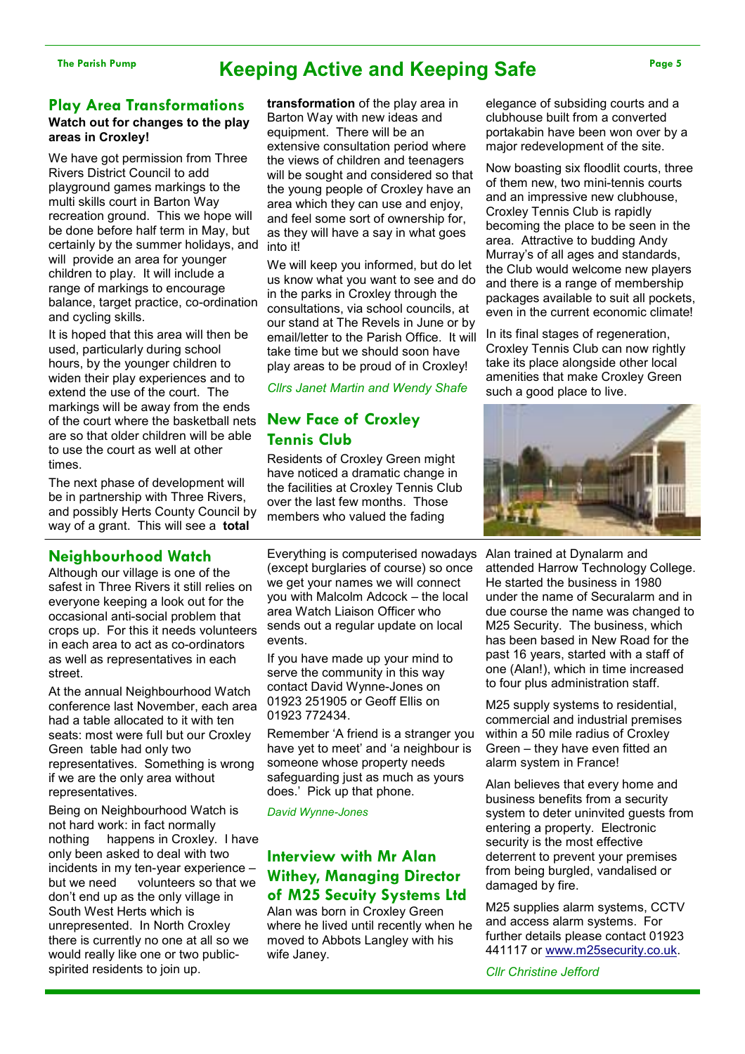# Keeping Active and Keeping Safe

## Play Area Transformations

**Watch out for changes to the play areas in Croxley!**

We have got permission from Three Rivers District Council to add playground games markings to the multi skills court in Barton Way recreation ground. This we hope will be done before half term in May, but certainly by the summer holidays, and will provide an area for younger children to play. It will include a range of markings to encourage balance, target practice, co-ordination and cycling skills.

It is hoped that this area will then be used, particularly during school hours, by the younger children to widen their play experiences and to extend the use of the court. The markings will be away from the ends of the court where the basketball nets are so that older children will be able to use the court as well at other times.

The next phase of development will be in partnership with Three Rivers, and possibly Herts County Council by way of a grant. This will see a **total transformation** of the play area in Barton Way with new ideas and equipment. There will be an extensive consultation period where the views of children and teenagers will be sought and considered so that the young people of Croxley have an area which they can use and enjoy, and feel some sort of ownership for, as they will have a say in what goes into it!

We will keep you informed, but do let us know what you want to see and do in the parks in Croxley through the consultations, via school councils, at our stand at The Revels in June or by email/letter to the Parish Office. It will take time but we should soon have play areas to be proud of in Croxley!

*Cllrs Janet Martin and Wendy Shafe*

## New Face of Croxley Tennis Club

Residents of Croxley Green might have noticed a dramatic change in the facilities at Croxley Tennis Club over the last few months. Those members who valued the fading elegance of subsiding courts and a clubhouse built from a converted portakabin have been won over by a major redevelopment of the site.

Now boasting six floodlit courts, three of them new, two mini-tennis courts and an impressive new clubhouse, Croxley Tennis Club is rapidly becoming the place to be seen in the area. Attractive to budding Andy Murray's of all ages and standards, the Club would welcome new players and there is a range of membership packages available to suit all pockets, even in the current economic climate!

In its final stages of regeneration, Croxley Tennis Club can now rightly take its place alongside other local amenities that make Croxley Green such a good place to live.

## Neighbourhood Watch

Although our village is one of the safest in Three Rivers it still relies on everyone keeping a look out for the occasional anti-social problem that crops up. For this it needs volunteers in each area to act as co-ordinators as well as representatives in each street.

At the annual Neighbourhood Watch conference last November, each area had a table allocated to it with ten seats: most were full but our Croxley Green table had only two representatives. Something is wrong if we are the only area without representatives.

Being on Neighbourhood Watch is not hard work: in fact normally nothing happens in Croxley. I have only been asked to deal with two incidents in my ten-year experience – but we need volunteers so that we don't end up as the only village in South West Herts which is unrepresented. In North Croxley there is currently no one at all so we would really like one or two public-spirited residents to join up.

Everything is computerised nowadays (except burglaries of course) so once we get your names we will connect you with Malcolm Adcock – the local area Watch Liaison Officer who sends out a regular update on local events.

If you have made up your mind to serve the community in this way contact David Wynne-Jones on 01923 251905 or Geoff Ellis on 01923 772434.

Remember 'A friend is a stranger you have yet to meet' and 'a neighbour is someone whose property needs safeguarding just as much as yours does.' Pick up that phone.

*David Wynne-Jones*

## Interview with Mr Alan Withey, Managing Director of M25 Secuity Systems Ltd

Alan was born in Croxley Green where he lived until recently when he moved to Abbots Langley with his wife Janey.

Alan trained at Dynalarm and attended Harrow Technology College. He started the business in 1980 under the name of Securalarm and in due course the name was changed to M25 Security. The business, which has been based in New Road for the past 16 years, started with a staff of one (Alan!), which in time increased to four plus administration staff.

M25 supply systems to residential, commercial and industrial premises within a 50 mile radius of Croxley Green – they have even fitted an alarm system in France!

Alan believes that every home and business benefits from a security system to deter uninvited guests from entering a property. Electronic security is the most effective deterrent to prevent your premises from being burgled, vandalised or damaged by fire.

M25 supplies alarm systems, CCTV and access alarm systems. For further details please contact 01923 441117 or www.m25security.co.uk.

*Cllr Christine Jefford*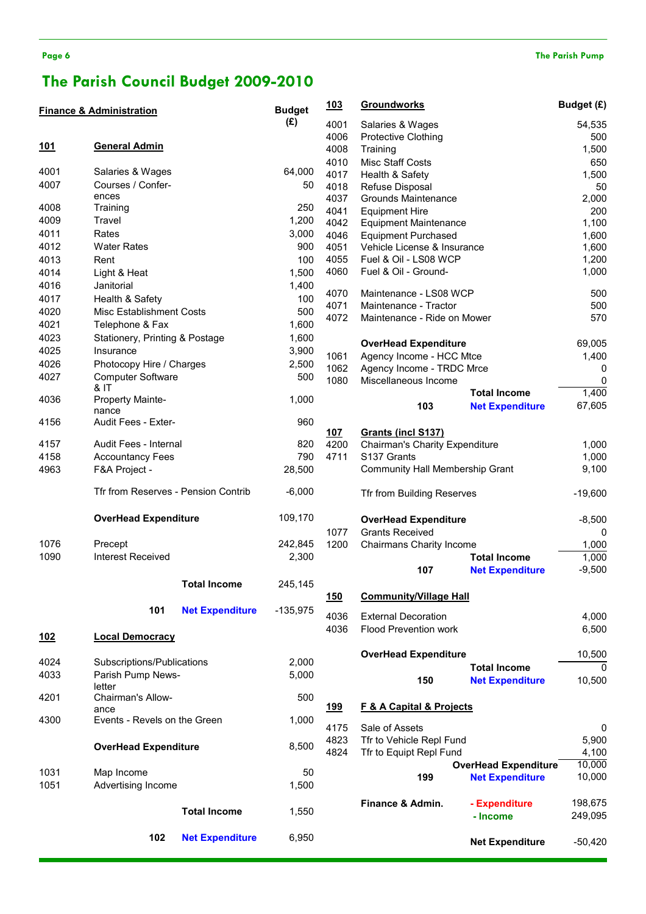# The Parish Council Budget 2009-2010

## Finance & Administration

| Code | Item | Budget (£) |
|---|---|---|
| **101** | **General Admin** | |
| 4001 | Salaries & Wages | 64,000 |
| 4007 | Courses / Conferences | 50 |
| 4008 | Training | 250 |
| 4009 | Travel | 1,200 |
| 4011 | Rates | 3,000 |
| 4012 | Water Rates | 900 |
| 4013 | Rent | 100 |
| 4014 | Light & Heat | 1,500 |
| 4016 | Janitorial | 1,400 |
| 4017 | Health & Safety | 100 |
| 4020 | Misc Establishment Costs | 500 |
| 4021 | Telephone & Fax | 1,600 |
| 4023 | Stationery, Printing & Postage | 1,600 |
| 4025 | Insurance | 3,900 |
| 4026 | Photocopy Hire / Charges | 2,500 |
| 4027 | Computer Software & IT | 500 |
| 4036 | Property Maintenance | 1,000 |
| 4156 | Audit Fees - Exter- | 960 |
| 4157 | Audit Fees - Internal | 820 |
| 4158 | Accountancy Fees | 790 |
| 4963 | F&A Project - | 28,500 |
| | Tfr from Reserves - Pension Contrib | -6,000 |
| | **OverHead Expenditure** | 109,170 |
| 1076 | Precept | 242,845 |
| 1090 | Interest Received | 2,300 |
| | **Total Income** | 245,145 |
| 101 | **Net Expenditure** | -135,975 |

| Code | Item | Budget (£) |
|---|---|---|
| **102** | **Local Democracy** | |
| 4024 | Subscriptions/Publications | 2,000 |
| 4033 | Parish Pump Newsletter | 5,000 |
| 4201 | Chairman's Allowance | 500 |
| 4300 | Events - Revels on the Green | 1,000 |
| | **OverHead Expenditure** | 8,500 |
| 1031 | Map Income | 50 |
| 1051 | Advertising Income | 1,500 |
| | **Total Income** | 1,550 |
| 102 | **Net Expenditure** | 6,950 |

| Code | Item | Budget (£) |
|---|---|---|
| **103** | **Groundworks** | |
| 4001 | Salaries & Wages | 54,535 |
| 4006 | Protective Clothing | 500 |
| 4008 | Training | 1,500 |
| 4010 | Misc Staff Costs | 650 |
| 4017 | Health & Safety | 1,500 |
| 4018 | Refuse Disposal | 50 |
| 4037 | Grounds Maintenance | 2,000 |
| 4041 | Equipment Hire | 200 |
| 4042 | Equipment Maintenance | 1,100 |
| 4046 | Equipment Purchased | 1,600 |
| 4051 | Vehicle License & Insurance | 1,600 |
| 4055 | Fuel & Oil - LS08 WCP | 1,200 |
| 4060 | Fuel & Oil - Ground- | 1,000 |
| 4070 | Maintenance - LS08 WCP | 500 |
| 4071 | Maintenance - Tractor | 500 |
| 4072 | Maintenance - Ride on Mower | 570 |
| | **OverHead Expenditure** | 69,005 |
| 1061 | Agency Income - HCC Mtce | 1,400 |
| 1062 | Agency Income - TRDC Mrce | 0 |
| 1080 | Miscellaneous Income | 0 |
| | **Total Income** | 1,400 |
| 103 | **Net Expenditure** | 67,605 |

| Code | Item | Budget (£) |
|---|---|---|
| **107** | **Grants (incl S137)** | |
| 4200 | Chairman's Charity Expenditure | 1,000 |
| 4711 | S137 Grants | 1,000 |
| | Community Hall Membership Grant | 9,100 |
| | Tfr from Building Reserves | -19,600 |
| | **OverHead Expenditure** | -8,500 |
| 1077 | Grants Received | 0 |
| 1200 | Chairmans Charity Income | 1,000 |
| | **Total Income** | 1,000 |
| 107 | **Net Expenditure** | -9,500 |

| Code | Item | Budget (£) |
|---|---|---|
| **150** | **Community/Village Hall** | |
| 4036 | External Decoration | 4,000 |
| 4036 | Flood Prevention work | 6,500 |
| | **OverHead Expenditure** | 10,500 |
| | **Total Income** | 0 |
| 150 | **Net Expenditure** | 10,500 |

| Code | Item | Budget (£) |
|---|---|---|
| **199** | **F & A Capital & Projects** | |
| 4175 | Sale of Assets | 0 |
| 4823 | Tfr to Vehicle Repl Fund | 5,900 |
| 4824 | Tfr to Equipt Repl Fund | 4,100 |
| | **OverHead Expenditure** | 10,000 |
| 199 | **Net Expenditure** | 10,000 |

| Finance & Admin. | | |
|---|---|---|
| | - Expenditure | 198,675 |
| | - Income | 249,095 |
| | **Net Expenditure** | -50,420 |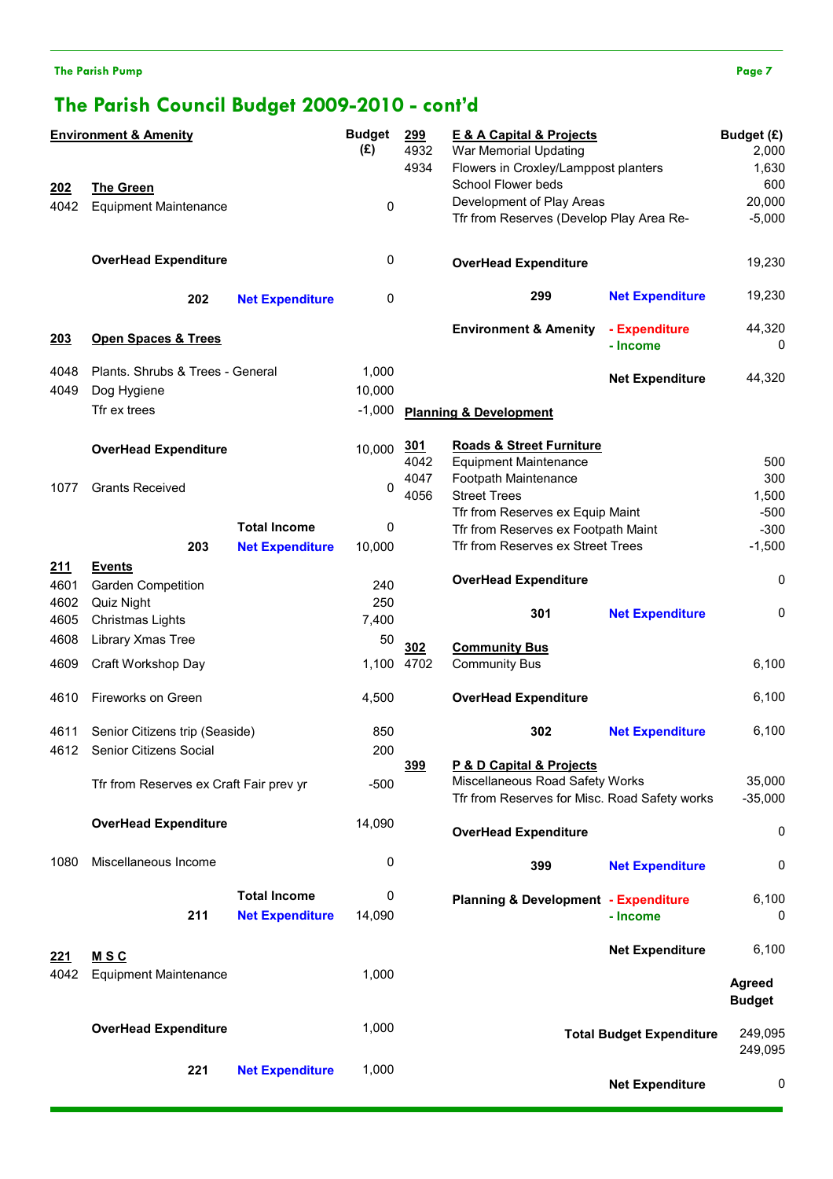## The Parish Council Budget 2009-2010 - cont'd

### Environment & Amenity

| Code | Item | | Budget (£) |
|---|---|---|---|
| **202** | **The Green** | | |
| 4042 | Equipment Maintenance | | 0 |
| | **OverHead Expenditure** | | 0 |
| | **202** | **Net Expenditure** | 0 |
| **203** | **Open Spaces & Trees** | | |
| 4048 | Plants. Shrubs & Trees - General | | 1,000 |
| 4049 | Dog Hygiene | | 10,000 |
| | Tfr ex trees | | -1,000 |
| | **OverHead Expenditure** | | 10,000 |
| 1077 | Grants Received | | 0 |
| | | **Total Income** | 0 |
| | **203** | **Net Expenditure** | 10,000 |
| **211** | **Events** | | |
| 4601 | Garden Competition | | 240 |
| 4602 | Quiz Night | | 250 |
| 4605 | Christmas Lights | | 7,400 |
| 4608 | Library Xmas Tree | | 50 |
| 4609 | Craft Workshop Day | | 1,100 |
| 4610 | Fireworks on Green | | 4,500 |
| 4611 | Senior Citizens trip (Seaside) | | 850 |
| 4612 | Senior Citizens Social | | 200 |
| | Tfr from Reserves ex Craft Fair prev yr | | -500 |
| | **OverHead Expenditure** | | 14,090 |
| 1080 | Miscellaneous Income | | 0 |
| | | **Total Income** | 0 |
| | **211** | **Net Expenditure** | 14,090 |
| **221** | **M S C** | | |
| 4042 | Equipment Maintenance | | 1,000 |
| | **OverHead Expenditure** | | 1,000 |
| | **221** | **Net Expenditure** | 1,000 |

| Code | Item | | Budget (£) |
|---|---|---|---|
| **299** | **E & A Capital & Projects** | | |
| 4932 | War Memorial Updating | | 2,000 |
| 4934 | Flowers in Croxley/Lamppost planters | | 1,630 |
| | School Flower beds | | 600 |
| | Development of Play Areas | | 20,000 |
| | Tfr from Reserves (Develop Play Area Re- | | -5,000 |
| | **OverHead Expenditure** | | 19,230 |
| | **299** | **Net Expenditure** | 19,230 |
| | **Environment & Amenity** | **- Expenditure** | 44,320 |
| | | **- Income** | 0 |
| | | **Net Expenditure** | 44,320 |

### Planning & Development

| Code | Item | | Budget (£) |
|---|---|---|---|
| **301** | **Roads & Street Furniture** | | |
| 4042 | Equipment Maintenance | | 500 |
| 4047 | Footpath Maintenance | | 300 |
| 4056 | Street Trees | | 1,500 |
| | Tfr from Reserves ex Equip Maint | | -500 |
| | Tfr from Reserves ex Footpath Maint | | -300 |
| | Tfr from Reserves ex Street Trees | | -1,500 |
| | **OverHead Expenditure** | | 0 |
| | **301** | **Net Expenditure** | 0 |
| **302** | **Community Bus** | | |
| 4702 | Community Bus | | 6,100 |
| | **OverHead Expenditure** | | 6,100 |
| | **302** | **Net Expenditure** | 6,100 |
| **399** | **P & D Capital & Projects** | | |
| | Miscellaneous Road Safety Works | | 35,000 |
| | Tfr from Reserves for Misc. Road Safety works | | -35,000 |
| | **OverHead Expenditure** | | 0 |
| | **399** | **Net Expenditure** | 0 |
| | **Planning & Development** | **- Expenditure** | 6,100 |
| | | **- Income** | 0 |
| | | **Net Expenditure** | 6,100 |

| | **Agreed Budget** |
|---|---|
| **Total Budget Expenditure** | 249,095 |
| | 249,095 |
| **Net Expenditure** | 0 |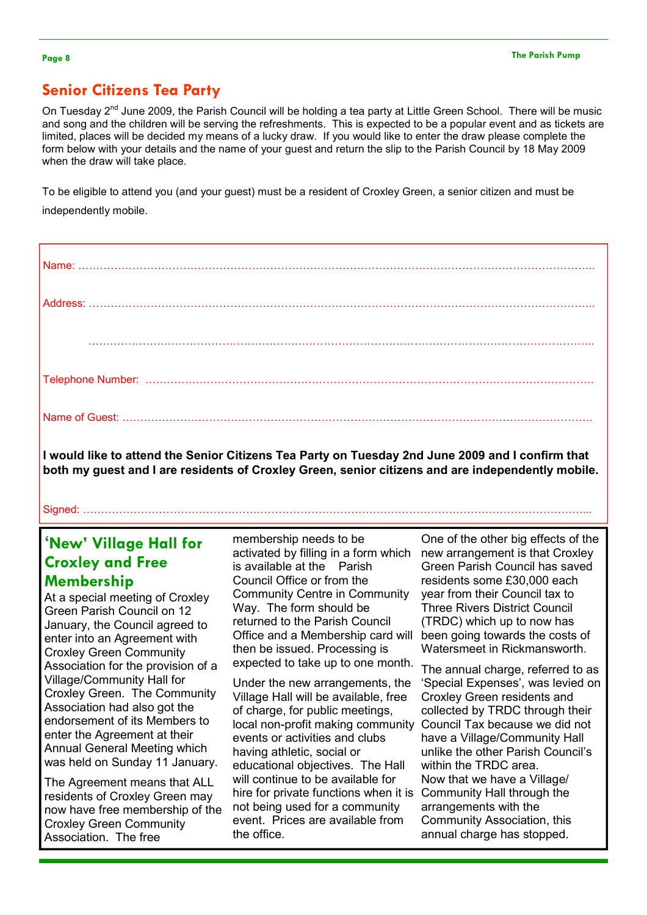## Senior Citizens Tea Party

On Tuesday 2nd June 2009, the Parish Council will be holding a tea party at Little Green School. There will be music and song and the children will be serving the refreshments. This is expected to be a popular event and as tickets are limited, places will be decided my means of a lucky draw. If you would like to enter the draw please complete the form below with your details and the name of your guest and return the slip to the Parish Council by 18 May 2009 when the draw will take place.

To be eligible to attend you (and your guest) must be a resident of Croxley Green, a senior citizen and must be independently mobile.

Name: ……………………………………………………………………………………………………………………

Address: ……………………………………………………………………………………………………………………

……………………………………………………………………………………………………………………

Telephone Number: ……………………………………………………………………………………………………

Name of Guest: ………………………………………………………………………………………………………

**I would like to attend the Senior Citizens Tea Party on Tuesday 2nd June 2009 and I confirm that both my guest and I are residents of Croxley Green, senior citizens and are independently mobile.**

Signed: ……………………………………………………………………………………………………………………

## 'New' Village Hall for Croxley and Free Membership

At a special meeting of Croxley Green Parish Council on 12 January, the Council agreed to enter into an Agreement with Croxley Green Community Association for the provision of a Village/Community Hall for Croxley Green. The Community Association had also got the endorsement of its Members to enter the Agreement at their Annual General Meeting which was held on Sunday 11 January.

The Agreement means that ALL residents of Croxley Green may now have free membership of the Croxley Green Community Association. The free membership needs to be activated by filling in a form which is available at the Parish Council Office or from the Community Centre in Community Way. The form should be returned to the Parish Council Office and a Membership card will then be issued. Processing is expected to take up to one month.

Under the new arrangements, the Village Hall will be available, free of charge, for public meetings, local non-profit making community events or activities and clubs having athletic, social or educational objectives. The Hall will continue to be available for hire for private functions when it is not being used for a community event. Prices are available from the office.

One of the other big effects of the new arrangement is that Croxley Green Parish Council has saved residents some £30,000 each year from their Council tax to Three Rivers District Council (TRDC) which up to now has been going towards the costs of Watersmeet in Rickmansworth.

The annual charge, referred to as 'Special Expenses', was levied on Croxley Green residents and collected by TRDC through their Council Tax because we did not have a Village/Community Hall unlike the other Parish Council's within the TRDC area. Now that we have a Village/ Community Hall through the arrangements with the Community Association, this annual charge has stopped.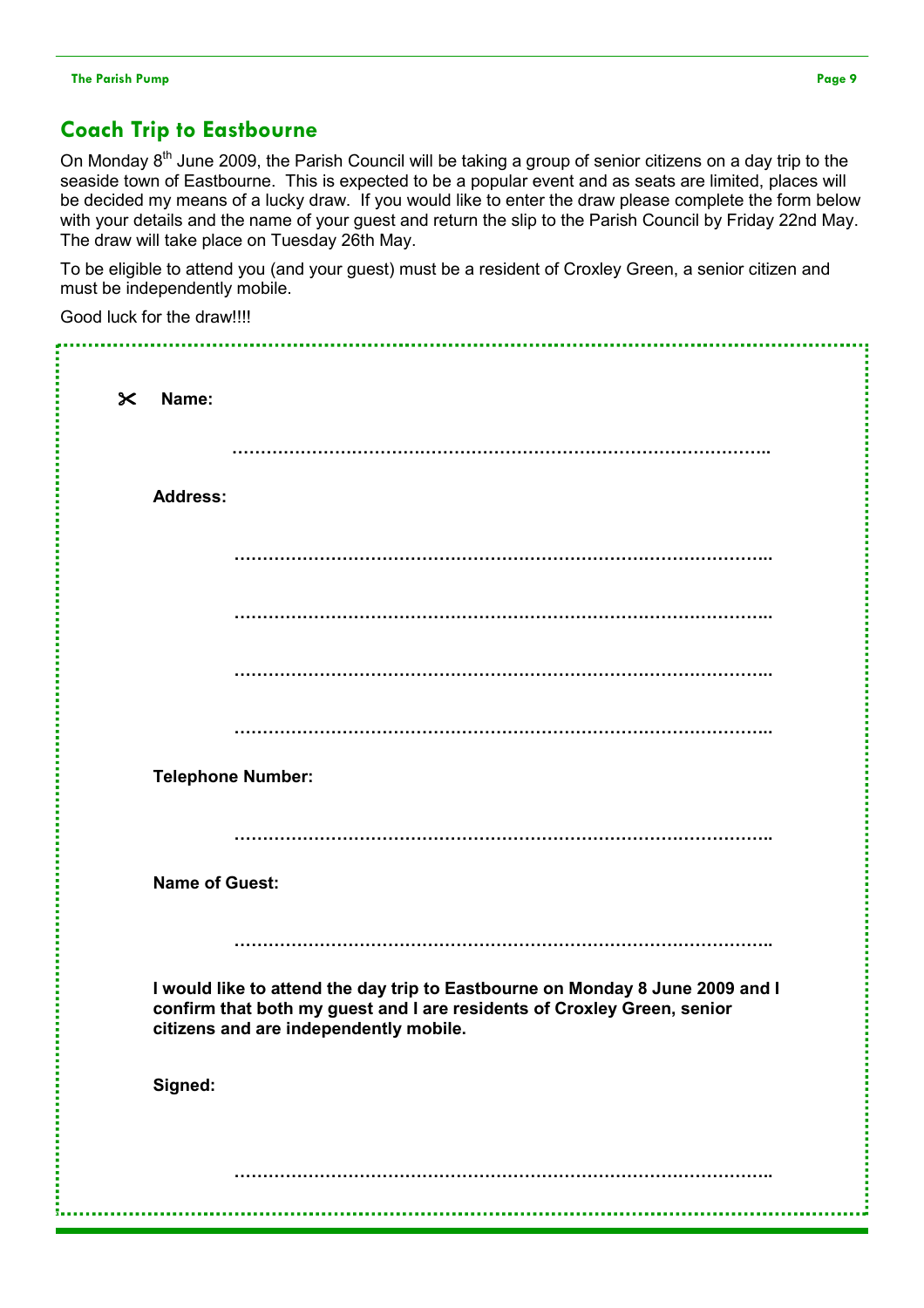## Coach Trip to Eastbourne

On Monday 8th June 2009, the Parish Council will be taking a group of senior citizens on a day trip to the seaside town of Eastbourne. This is expected to be a popular event and as seats are limited, places will be decided my means of a lucky draw. If you would like to enter the draw please complete the form below with your details and the name of your guest and return the slip to the Parish Council by Friday 22nd May. The draw will take place on Tuesday 26th May.

To be eligible to attend you (and your guest) must be a resident of Croxley Green, a senior citizen and must be independently mobile.

Good luck for the draw!!!!

---

✂ **Name:**

……………………………………………………………………………………..

**Address:**

……………………………………………………………………………………..

……………………………………………………………………………………..

……………………………………………………………………………………..

……………………………………………………………………………………..

**Telephone Number:**

……………………………………………………………………………………..

**Name of Guest:**

……………………………………………………………………………………..

**I would like to attend the day trip to Eastbourne on Monday 8 June 2009 and I confirm that both my guest and I are residents of Croxley Green, senior citizens and are independently mobile.**

**Signed:**

……………………………………………………………………………………..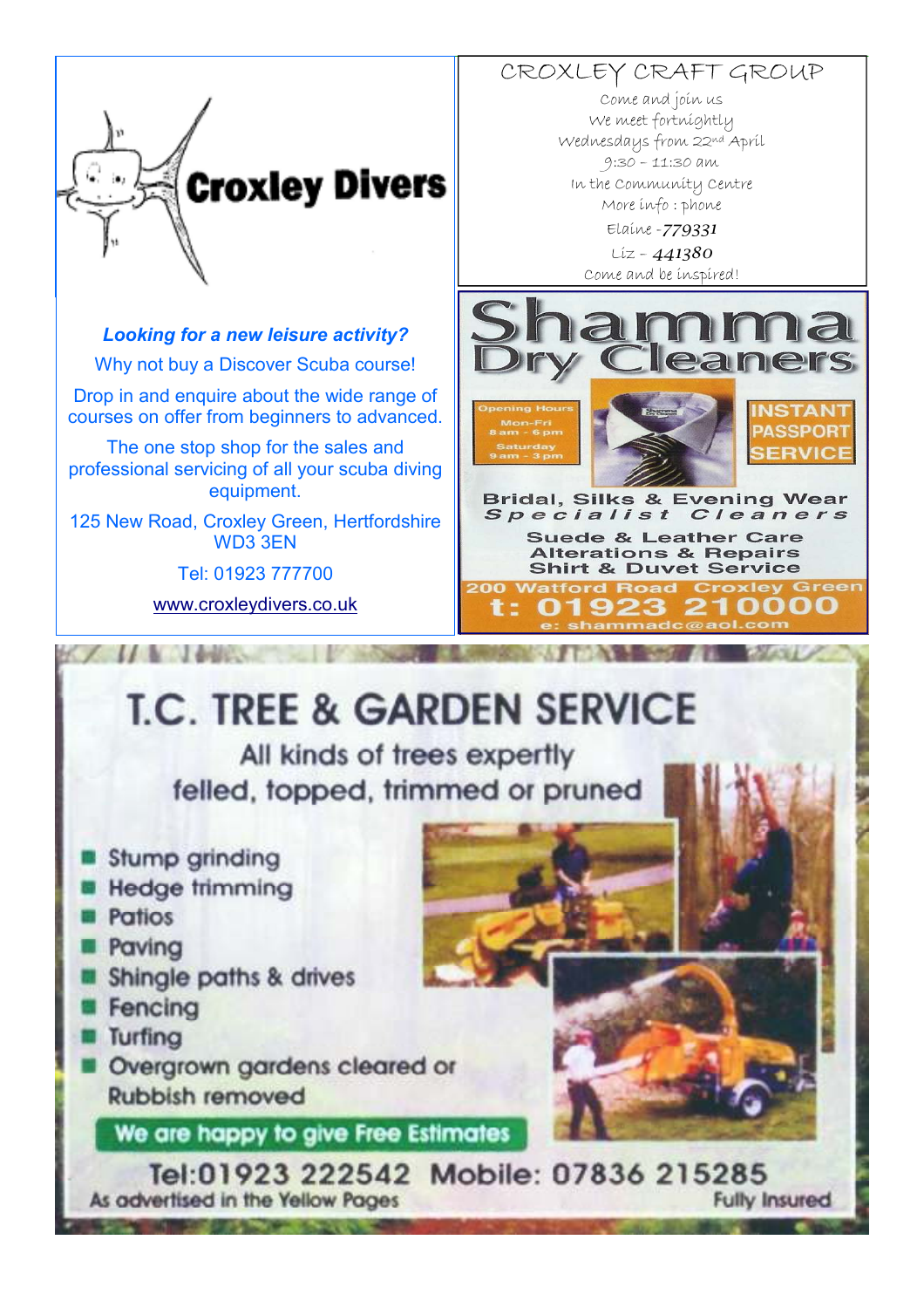# Croxley Divers

***Looking for a new leisure activity?***

Why not buy a Discover Scuba course!

Drop in and enquire about the wide range of courses on offer from beginners to advanced.

The one stop shop for the sales and professional servicing of all your scuba diving equipment.

125 New Road, Croxley Green, Hertfordshire WD3 3EN

Tel: 01923 777700

www.croxleydivers.co.uk

## CROXLEY CRAFT GROUP

Come and join us
We meet fortnightly
Wednesdays from 22nd April
9:30 – 11:30 am
In the Community Centre
More info : phone
Elaine - 779331
Liz - 441380
Come and be inspired!

## Shamma Dry Cleaners

Opening Hours
Mon-Fri
8 am - 6 pm
Saturday
9 am - 3 pm

INSTANT PASSPORT SERVICE

Bridal, Silks & Evening Wear
Specialist Cleaners

Suede & Leather Care
Alterations & Repairs
Shirt & Duvet Service

200 Watford Road Croxley Green
t: 01923 210000
e: shammadc@aol.com

## T.C. TREE & GARDEN SERVICE

All kinds of trees expertly felled, topped, trimmed or pruned

- Stump grinding
- Hedge trimming
- Patios
- Paving
- Shingle paths & drives
- Fencing
- Turfing
- Overgrown gardens cleared or Rubbish removed

We are happy to give Free Estimates

Tel:01923 222542 Mobile: 07836 215285

As advertised in the Yellow Pages

Fully Insured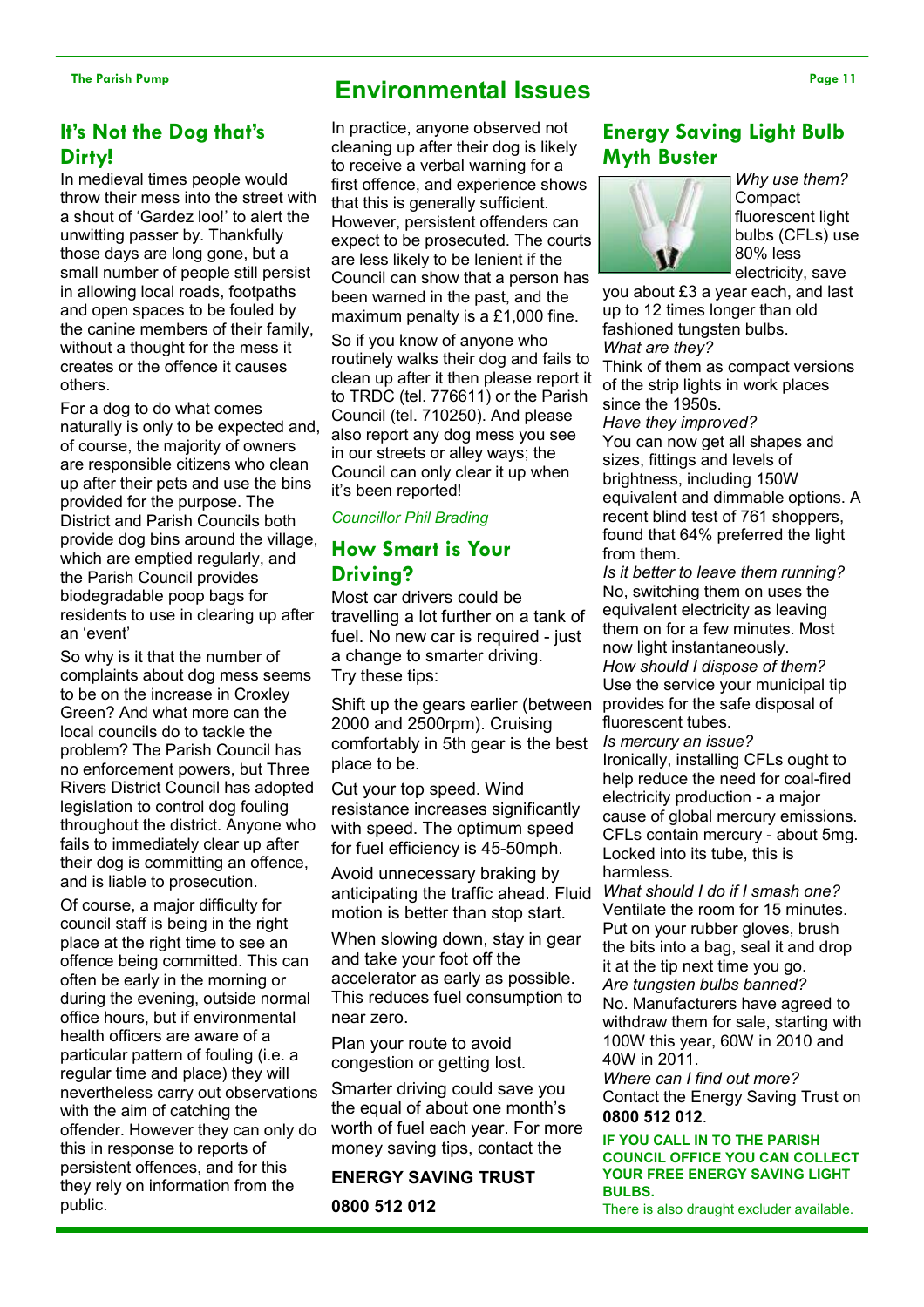# Environmental Issues

## It's Not the Dog that's Dirty!

In medieval times people would throw their mess into the street with a shout of 'Gardez loo!' to alert the unwitting passer by. Thankfully those days are long gone, but a small number of people still persist in allowing local roads, footpaths and open spaces to be fouled by the canine members of their family, without a thought for the mess it creates or the offence it causes others.

For a dog to do what comes naturally is only to be expected and, of course, the majority of owners are responsible citizens who clean up after their pets and use the bins provided for the purpose. The District and Parish Councils both provide dog bins around the village, which are emptied regularly, and the Parish Council provides biodegradable poop bags for residents to use in clearing up after an 'event'

So why is it that the number of complaints about dog mess seems to be on the increase in Croxley Green? And what more can the local councils do to tackle the problem? The Parish Council has no enforcement powers, but Three Rivers District Council has adopted legislation to control dog fouling throughout the district. Anyone who fails to immediately clear up after their dog is committing an offence, and is liable to prosecution.

Of course, a major difficulty for council staff is being in the right place at the right time to see an offence being committed. This can often be early in the morning or during the evening, outside normal office hours, but if environmental health officers are aware of a particular pattern of fouling (i.e. a regular time and place) they will nevertheless carry out observations with the aim of catching the offender. However they can only do this in response to reports of persistent offences, and for this they rely on information from the public.

In practice, anyone observed not cleaning up after their dog is likely to receive a verbal warning for a first offence, and experience shows that this is generally sufficient. However, persistent offenders can expect to be prosecuted. The courts are less likely to be lenient if the Council can show that a person has been warned in the past, and the maximum penalty is a £1,000 fine.

So if you know of anyone who routinely walks their dog and fails to clean up after it then please report it to TRDC (tel. 776611) or the Parish Council (tel. 710250). And please also report any dog mess you see in our streets or alley ways; the Council can only clear it up when it's been reported!

*Councillor Phil Brading*

## How Smart is Your Driving?

Most car drivers could be travelling a lot further on a tank of fuel. No new car is required - just a change to smarter driving. Try these tips:

Shift up the gears earlier (between 2000 and 2500rpm). Cruising comfortably in 5th gear is the best place to be.

Cut your top speed. Wind resistance increases significantly with speed. The optimum speed for fuel efficiency is 45-50mph.

Avoid unnecessary braking by anticipating the traffic ahead. Fluid motion is better than stop start.

When slowing down, stay in gear and take your foot off the accelerator as early as possible. This reduces fuel consumption to near zero.

Plan your route to avoid congestion or getting lost.

Smarter driving could save you the equal of about one month's worth of fuel each year. For more money saving tips, contact the

**ENERGY SAVING TRUST**

**0800 512 012**

## Energy Saving Light Bulb Myth Buster

*Why use them?*
Compact fluorescent light bulbs (CFLs) use 80% less electricity, save you about £3 a year each, and last up to 12 times longer than old fashioned tungsten bulbs.

*What are they?*
Think of them as compact versions of the strip lights in work places since the 1950s.

*Have they improved?*
You can now get all shapes and sizes, fittings and levels of brightness, including 150W equivalent and dimmable options. A recent blind test of 761 shoppers, found that 64% preferred the light from them.

*Is it better to leave them running?*
No, switching them on uses the equivalent electricity as leaving them on for a few minutes. Most now light instantaneously.

*How should I dispose of them?*
Use the service your municipal tip provides for the safe disposal of fluorescent tubes.

*Is mercury an issue?*
Ironically, installing CFLs ought to help reduce the need for coal-fired electricity production - a major cause of global mercury emissions. CFLs contain mercury - about 5mg. Locked into its tube, this is harmless.

*What should I do if I smash one?*
Ventilate the room for 15 minutes. Put on your rubber gloves, brush the bits into a bag, seal it and drop it at the tip next time you go.

*Are tungsten bulbs banned?*
No. Manufacturers have agreed to withdraw them for sale, starting with 100W this year, 60W in 2010 and 40W in 2011.

*Where can I find out more?*
Contact the Energy Saving Trust on **0800 512 012**.

**IF YOU CALL IN TO THE PARISH COUNCIL OFFICE YOU CAN COLLECT YOUR FREE ENERGY SAVING LIGHT BULBS.**

There is also draught excluder available.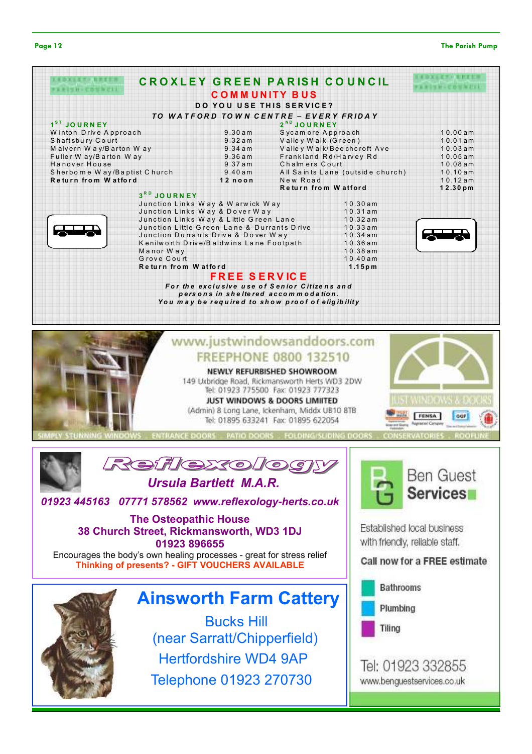# CROXLEY GREEN PARISH COUNCIL

## COMMUNITY BUS

**DO YOU USE THIS SERVICE?**

***TO WATFORD TOWN CENTRE – EVERY FRIDAY***

### 1ST JOURNEY

| | |
|---|---|
| Winton Drive Approach | 9.30am |
| Shaftsbury Court | 9.32am |
| Malvern Way/Barton Way | 9.34am |
| Fuller Way/Barton Way | 9.36am |
| Hanover House | 9.37am |
| Sherborne Way/Baptist Church | 9.40am |
| **Return from Watford** | **12 noon** |

### 2ND JOURNEY

| | |
|---|---|
| Sycamore Approach | 10.00am |
| Valley Walk (Green) | 10.01am |
| Valley Walk/Beechcroft Ave | 10.03am |
| Frankland Rd/Harvey Rd | 10.05am |
| Chalmers Court | 10.08am |
| All Saints Lane (outside church) | 10.10am |
| New Road | 10.12am |
| **Return from Watford** | **12.30pm** |

### 3RD JOURNEY

| | |
|---|---|
| Junction Links Way & Warwick Way | 10.30am |
| Junction Links Way & Dover Way | 10.31am |
| Junction Links Way & Little Green Lane | 10.32am |
| Junction Little Green Lane & Durrants Drive | 10.33am |
| Junction Durrants Drive & Dover Way | 10.34am |
| Kenilworth Drive/Baldwins Lane Footpath | 10.36am |
| Manor Way | 10.38am |
| Grove Court | 10.40am |
| **Return from Watford** | **1.15pm** |

## FREE SERVICE

***For the exclusive use of Senior Citizens and persons in sheltered accommodation. You may be required to show proof of eligibility***

---

www.justwindowsanddoors.com

FREEPHONE 0800 132510

**NEWLY REFURBISHED SHOWROOM**

149 Uxbridge Road, Rickmansworth Herts WD3 2DW

Tel: 01923 775500 Fax: 01923 777323

**JUST WINDOWS & DOORS LIMITED**

(Admin) 8 Long Lane, Ickenham, Middx UB10 8TB

Tel: 01895 633241 Fax: 01895 622054

JUST WINDOWS & DOORS

SIMPLY STUNNING WINDOWS · ENTRANCE DOORS · PATIO DOORS · FOLDING/SLIDING DOORS · CONSERVATORIES · ROOFLINE

---

# Reflexology

***Ursula Bartlett M.A.R.***

***01923 445163 07771 578562 www.reflexology-herts.co.uk***

**The Osteopathic House**
**38 Church Street, Rickmansworth, WD3 1DJ**
**01923 896655**

Encourages the body's own healing processes - great for stress relief

**Thinking of presents? - GIFT VOUCHERS AVAILABLE**

---

# Ainsworth Farm Cattery

Bucks Hill
(near Sarratt/Chipperfield)
Hertfordshire WD4 9AP
Telephone 01923 270730

---

# Ben Guest Services

Established local business with friendly, reliable staff.

**Call now for a FREE estimate**

- Bathrooms
- Plumbing
- Tiling

Tel: 01923 332855

www.benguestservices.co.uk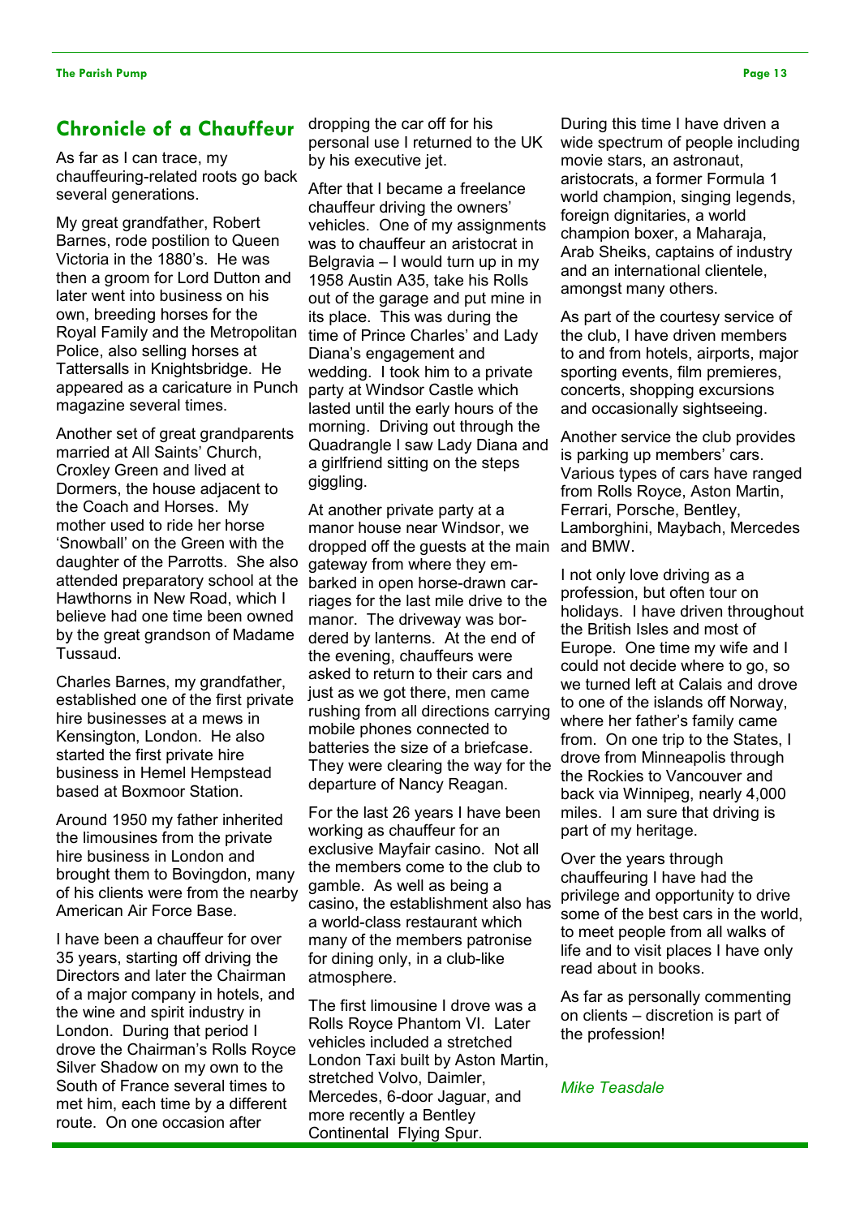## Chronicle of a Chauffeur

As far as I can trace, my chauffeuring-related roots go back several generations.

My great grandfather, Robert Barnes, rode postilion to Queen Victoria in the 1880's. He was then a groom for Lord Dutton and later went into business on his own, breeding horses for the Royal Family and the Metropolitan Police, also selling horses at Tattersalls in Knightsbridge. He appeared as a caricature in Punch magazine several times.

Another set of great grandparents married at All Saints' Church, Croxley Green and lived at Dormers, the house adjacent to the Coach and Horses. My mother used to ride her horse 'Snowball' on the Green with the daughter of the Parrotts. She also attended preparatory school at the Hawthorns in New Road, which I believe had one time been owned by the great grandson of Madame Tussaud.

Charles Barnes, my grandfather, established one of the first private hire businesses at a mews in Kensington, London. He also started the first private hire business in Hemel Hempstead based at Boxmoor Station.

Around 1950 my father inherited the limousines from the private hire business in London and brought them to Bovingdon, many of his clients were from the nearby American Air Force Base.

I have been a chauffeur for over 35 years, starting off driving the Directors and later the Chairman of a major company in hotels, and the wine and spirit industry in London. During that period I drove the Chairman's Rolls Royce Silver Shadow on my own to the South of France several times to met him, each time by a different route. On one occasion after dropping the car off for his personal use I returned to the UK by his executive jet.

After that I became a freelance chauffeur driving the owners' vehicles. One of my assignments was to chauffeur an aristocrat in Belgravia – I would turn up in my 1958 Austin A35, take his Rolls out of the garage and put mine in its place. This was during the time of Prince Charles' and Lady Diana's engagement and wedding. I took him to a private party at Windsor Castle which lasted until the early hours of the morning. Driving out through the Quadrangle I saw Lady Diana and a girlfriend sitting on the steps giggling.

At another private party at a manor house near Windsor, we dropped off the guests at the main gateway from where they embarked in open horse-drawn carriages for the last mile drive to the manor. The driveway was bordered by lanterns. At the end of the evening, chauffeurs were asked to return to their cars and just as we got there, men came rushing from all directions carrying mobile phones connected to batteries the size of a briefcase. They were clearing the way for the departure of Nancy Reagan.

For the last 26 years I have been working as chauffeur for an exclusive Mayfair casino. Not all the members come to the club to gamble. As well as being a casino, the establishment also has a world-class restaurant which many of the members patronise for dining only, in a club-like atmosphere.

The first limousine I drove was a Rolls Royce Phantom VI. Later vehicles included a stretched London Taxi built by Aston Martin, stretched Volvo, Daimler, Mercedes, 6-door Jaguar, and more recently a Bentley Continental Flying Spur.

During this time I have driven a wide spectrum of people including movie stars, an astronaut, aristocrats, a former Formula 1 world champion, singing legends, foreign dignitaries, a world champion boxer, a Maharaja, Arab Sheiks, captains of industry and an international clientele, amongst many others.

As part of the courtesy service of the club, I have driven members to and from hotels, airports, major sporting events, film premieres, concerts, shopping excursions and occasionally sightseeing.

Another service the club provides is parking up members' cars. Various types of cars have ranged from Rolls Royce, Aston Martin, Ferrari, Porsche, Bentley, Lamborghini, Maybach, Mercedes and BMW.

I not only love driving as a profession, but often tour on holidays. I have driven throughout the British Isles and most of Europe. One time my wife and I could not decide where to go, so we turned left at Calais and drove to one of the islands off Norway, where her father's family came from. On one trip to the States, I drove from Minneapolis through the Rockies to Vancouver and back via Winnipeg, nearly 4,000 miles. I am sure that driving is part of my heritage.

Over the years through chauffeuring I have had the privilege and opportunity to drive some of the best cars in the world, to meet people from all walks of life and to visit places I have only read about in books.

As far as personally commenting on clients – discretion is part of the profession!

*Mike Teasdale*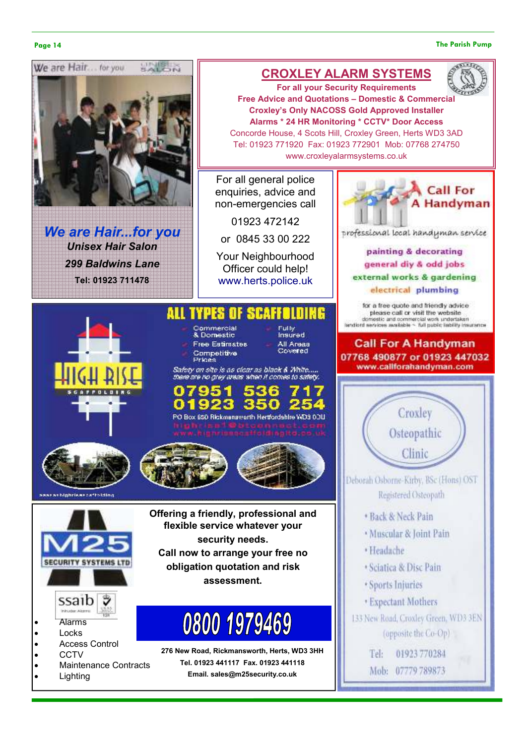We are Hair… for you — UNISEX SALON

*We are Hair...for you*

***Unisex Hair Salon***

***299 Baldwins Lane***

**Tel: 01923 711478**

---

## CROXLEY ALARM SYSTEMS

**For all your Security Requirements**

**Free Advice and Quotations – Domestic & Commercial**

**Croxley's Only NACOSS Gold Approved Installer**

**Alarms * 24 HR Monitoring * CCTV* Door Access**

Concorde House, 4 Scots Hill, Croxley Green, Herts WD3 3AD

Tel: 01923 771920 Fax: 01923 772901 Mob: 07768 274750

www.croxleyalarmsystems.co.uk

---

For all general police enquiries, advice and non-emergencies call

01923 472142

or 0845 33 00 222

Your Neighbourhood Officer could help!

www.herts.police.uk

---

## Call For A Handyman

professional local handyman service

painting & decorating

general diy & odd jobs

external works & gardening

electrical plumbing

for a free quote and friendly advice please call or visit the website

domestic and commercial work undertaken

landlord services available ~ full public liability insurance

**Call For A Handyman**

**07768 490877 or 01923 447032**

**www.callforahandyman.com**

---

## ALL TYPES OF SCAFFOLDING

HIGH RISE SCAFFOLDING

- Commercial & Domestic
- Fully Insured
- Free Estimates
- All Areas Covered
- Competitive Prices

*Safety on site is as clear as black & White.... there are no grey areas when it comes to safety.*

**07951 536 717**

**01923 350 254**

PO Box 650 Rickmansworth Hertfordshire WD3 0DU

highrise1@btconnect.com

www.highrisescaffoldingltd.co.uk

---

## Croxley Osteopathic Clinic

Deborah Osborne-Kirby, BSc (Hons) OST

Registered Osteopath

- Back & Neck Pain
- Muscular & Joint Pain
- Headache
- Sciatica & Disc Pain
- Sports Injuries
- Expectant Mothers

133 New Road, Croxley Green, WD3 3EN

(opposite the Co-Op)

Tel: 01923 770284

Mob: 07779 789873

---

## M25 SECURITY SYSTEMS LTD

ssaib

- Alarms
- Locks
- Access Control
- CCTV
- Maintenance Contracts
- Lighting

**Offering a friendly, professional and flexible service whatever your security needs.**

**Call now to arrange your free no obligation quotation and risk assessment.**

**0800 1979469**

**276 New Road, Rickmansworth, Herts, WD3 3HH**

**Tel. 01923 441117 Fax. 01923 441118**

**Email. sales@m25security.co.uk**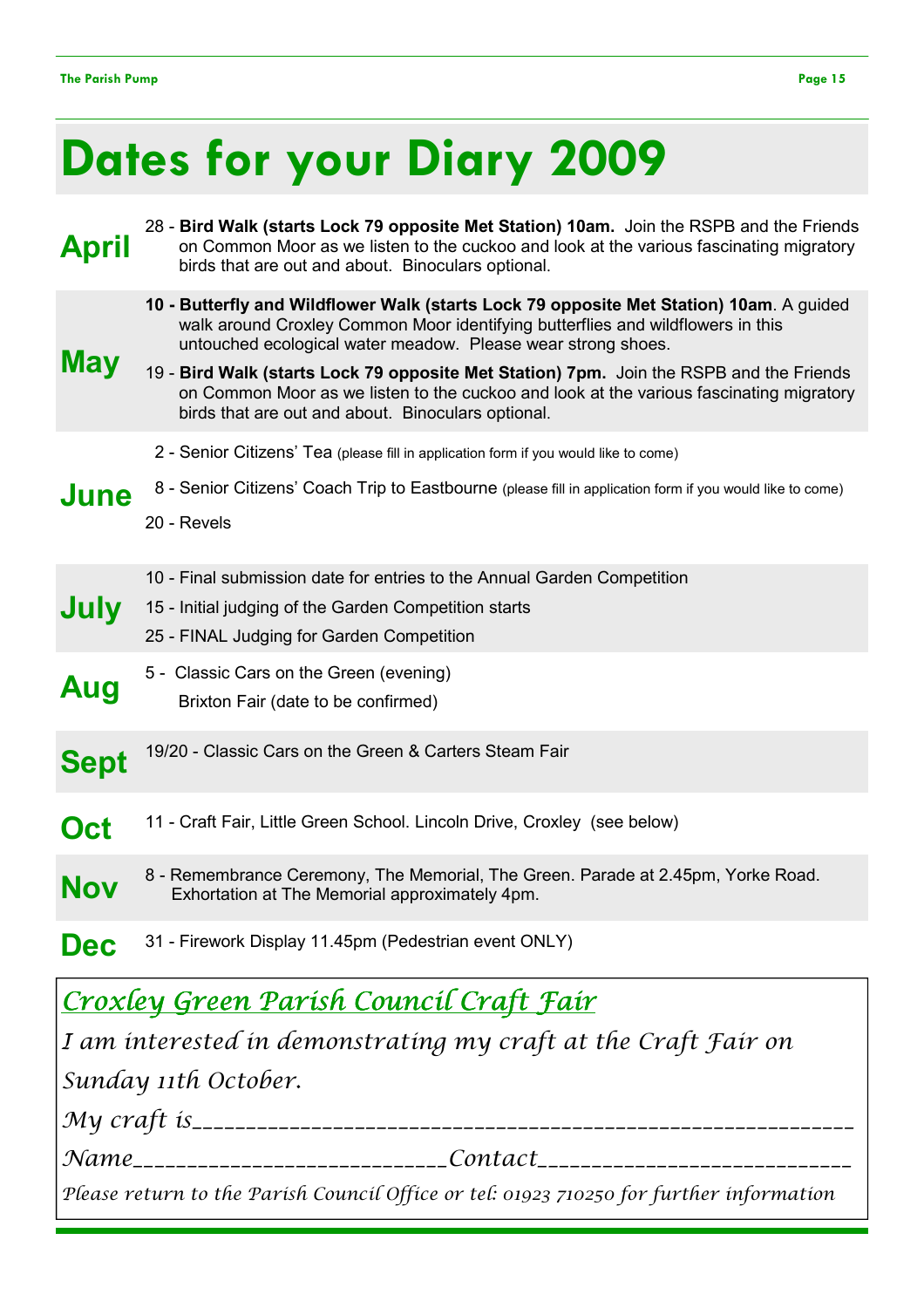# Dates for your Diary 2009

## April

28 - **Bird Walk (starts Lock 79 opposite Met Station) 10am.** Join the RSPB and the Friends on Common Moor as we listen to the cuckoo and look at the various fascinating migratory birds that are out and about. Binoculars optional.

## May

**10 - Butterfly and Wildflower Walk (starts Lock 79 opposite Met Station) 10am**. A guided walk around Croxley Common Moor identifying butterflies and wildflowers in this untouched ecological water meadow. Please wear strong shoes.

19 - **Bird Walk (starts Lock 79 opposite Met Station) 7pm.** Join the RSPB and the Friends on Common Moor as we listen to the cuckoo and look at the various fascinating migratory birds that are out and about. Binoculars optional.

## June

2 - Senior Citizens' Tea (please fill in application form if you would like to come)

8 - Senior Citizens' Coach Trip to Eastbourne (please fill in application form if you would like to come)

20 - Revels

## July

10 - Final submission date for entries to the Annual Garden Competition

15 - Initial judging of the Garden Competition starts

25 - FINAL Judging for Garden Competition

## Aug

5 - Classic Cars on the Green (evening)

Brixton Fair (date to be confirmed)

## Sept

19/20 - Classic Cars on the Green & Carters Steam Fair

## Oct

11 - Craft Fair, Little Green School. Lincoln Drive, Croxley (see below)

## Nov

8 - Remembrance Ceremony, The Memorial, The Green. Parade at 2.45pm, Yorke Road. Exhortation at The Memorial approximately 4pm.

## Dec

31 - Firework Display 11.45pm (Pedestrian event ONLY)

---

*__Croxley Green Parish Council Craft Fair__*

*I am interested in demonstrating my craft at the Craft Fair on Sunday 11th October.*

*My craft is___________________________________________________________*

*Name__________________________Contact___________________________*

*Please return to the Parish Council Office or tel: 01923 710250 for further information*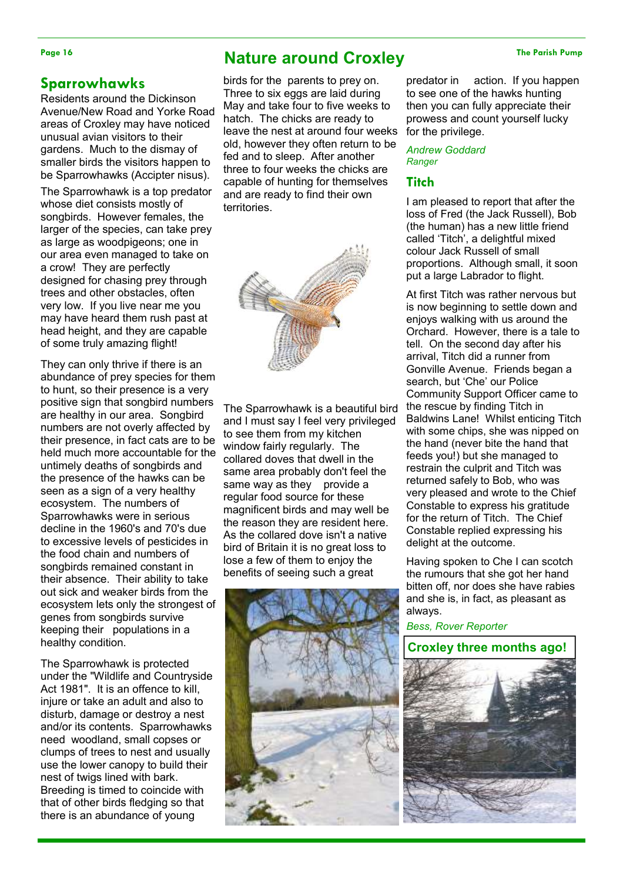# Nature around Croxley

## Sparrowhawks

Residents around the Dickinson Avenue/New Road and Yorke Road areas of Croxley may have noticed unusual avian visitors to their gardens. Much to the dismay of smaller birds the visitors happen to be Sparrowhawks (Accipter nisus).

The Sparrowhawk is a top predator whose diet consists mostly of songbirds. However females, the larger of the species, can take prey as large as woodpigeons; one in our area even managed to take on a crow! They are perfectly designed for chasing prey through trees and other obstacles, often very low. If you live near me you may have heard them rush past at head height, and they are capable of some truly amazing flight!

They can only thrive if there is an abundance of prey species for them to hunt, so their presence is a very positive sign that songbird numbers are healthy in our area. Songbird numbers are not overly affected by their presence, in fact cats are to be held much more accountable for the untimely deaths of songbirds and the presence of the hawks can be seen as a sign of a very healthy ecosystem. The numbers of Sparrowhawks were in serious decline in the 1960's and 70's due to excessive levels of pesticides in the food chain and numbers of songbirds remained constant in their absence. Their ability to take out sick and weaker birds from the ecosystem lets only the strongest of genes from songbirds survive keeping their populations in a healthy condition.

The Sparrowhawk is protected under the "Wildlife and Countryside Act 1981". It is an offence to kill, injure or take an adult and also to disturb, damage or destroy a nest and/or its contents. Sparrowhawks need woodland, small copses or clumps of trees to nest and usually use the lower canopy to build their nest of twigs lined with bark. Breeding is timed to coincide with that of other birds fledging so that there is an abundance of young birds for the parents to prey on. Three to six eggs are laid during May and take four to five weeks to hatch. The chicks are ready to leave the nest at around four weeks old, however they often return to be fed and to sleep. After another three to four weeks the chicks are capable of hunting for themselves and are ready to find their own territories.

The Sparrowhawk is a beautiful bird and I must say I feel very privileged to see them from my kitchen window fairly regularly. The collared doves that dwell in the same area probably don't feel the same way as they provide a regular food source for these magnificent birds and may well be the reason they are resident here. As the collared dove isn't a native bird of Britain it is no great loss to lose a few of them to enjoy the benefits of seeing such a great predator in action. If you happen to see one of the hawks hunting then you can fully appreciate their prowess and count yourself lucky for the privilege.

*Andrew Goddard*
*Ranger*

## Titch

I am pleased to report that after the loss of Fred (the Jack Russell), Bob (the human) has a new little friend called 'Titch', a delightful mixed colour Jack Russell of small proportions. Although small, it soon put a large Labrador to flight.

At first Titch was rather nervous but is now beginning to settle down and enjoys walking with us around the Orchard. However, there is a tale to tell. On the second day after his arrival, Titch did a runner from Gonville Avenue. Friends began a search, but 'Che' our Police Community Support Officer came to the rescue by finding Titch in Baldwins Lane! Whilst enticing Titch with some chips, she was nipped on the hand (never bite the hand that feeds you!) but she managed to restrain the culprit and Titch was returned safely to Bob, who was very pleased and wrote to the Chief Constable to express his gratitude for the return of Titch. The Chief Constable replied expressing his delight at the outcome.

Having spoken to Che I can scotch the rumours that she got her hand bitten off, nor does she have rabies and she is, in fact, as pleasant as always.

*Bess, Rover Reporter*

## Croxley three months ago!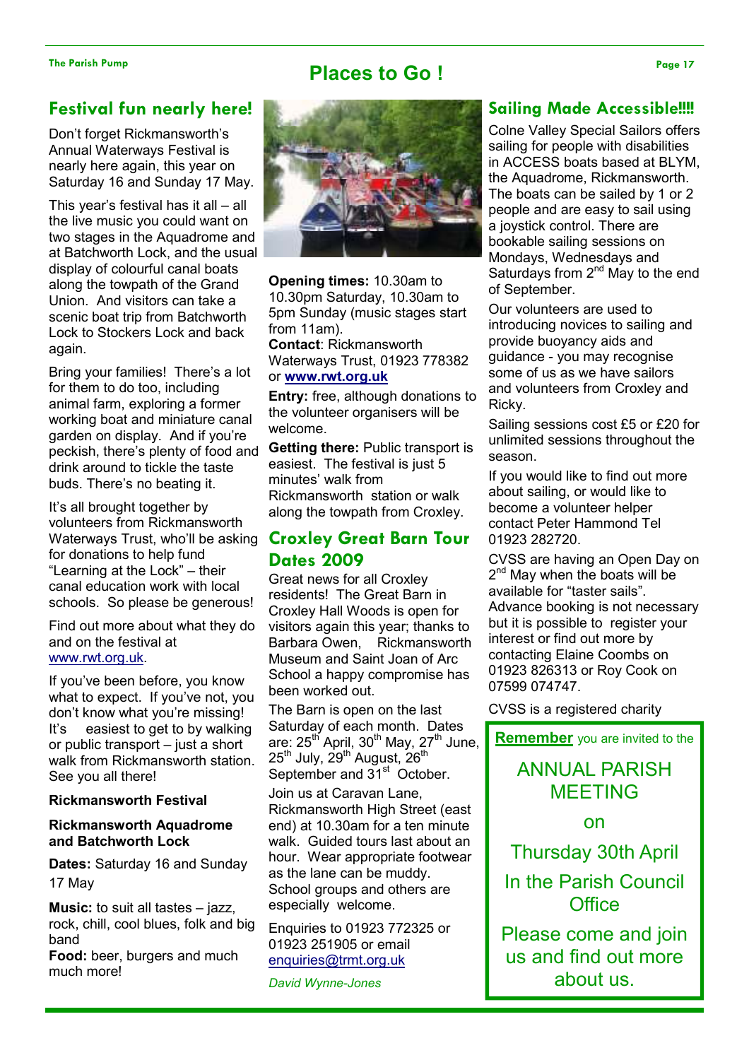# Places to Go !

## Festival fun nearly here!

Don't forget Rickmansworth's Annual Waterways Festival is nearly here again, this year on Saturday 16 and Sunday 17 May.

This year's festival has it all – all the live music you could want on two stages in the Aquadrome and at Batchworth Lock, and the usual display of colourful canal boats along the towpath of the Grand Union. And visitors can take a scenic boat trip from Batchworth Lock to Stockers Lock and back again.

Bring your families! There's a lot for them to do too, including animal farm, exploring a former working boat and miniature canal garden on display. And if you're peckish, there's plenty of food and drink around to tickle the taste buds. There's no beating it.

It's all brought together by volunteers from Rickmansworth Waterways Trust, who'll be asking for donations to help fund "Learning at the Lock" – their canal education work with local schools. So please be generous!

Find out more about what they do and on the festival at www.rwt.org.uk.

If you've been before, you know what to expect. If you've not, you don't know what you're missing! It's easiest to get to by walking or public transport – just a short walk from Rickmansworth station. See you all there!

**Rickmansworth Festival**

**Rickmansworth Aquadrome and Batchworth Lock**

**Dates:** Saturday 16 and Sunday 17 May

**Music:** to suit all tastes – jazz, rock, chill, cool blues, folk and big band

**Food:** beer, burgers and much much more!

**Opening times:** 10.30am to 10.30pm Saturday, 10.30am to 5pm Sunday (music stages start from 11am).

**Contact**: Rickmansworth Waterways Trust, 01923 778382 or **www.rwt.org.uk**

**Entry:** free, although donations to the volunteer organisers will be welcome.

**Getting there:** Public transport is easiest. The festival is just 5 minutes' walk from Rickmansworth station or walk along the towpath from Croxley.

## Croxley Great Barn Tour Dates 2009

Great news for all Croxley residents! The Great Barn in Croxley Hall Woods is open for visitors again this year; thanks to Barbara Owen, Rickmansworth Museum and Saint Joan of Arc School a happy compromise has been worked out.

The Barn is open on the last Saturday of each month. Dates are: 25th April, 30th May, 27th June, 25th July, 29th August, 26th September and 31st October.

Join us at Caravan Lane, Rickmansworth High Street (east end) at 10.30am for a ten minute walk. Guided tours last about an hour. Wear appropriate footwear as the lane can be muddy. School groups and others are especially welcome.

Enquiries to 01923 772325 or 01923 251905 or email enquiries@trmt.org.uk

*David Wynne-Jones*

## Sailing Made Accessible!!!!

Colne Valley Special Sailors offers sailing for people with disabilities in ACCESS boats based at BLYM, the Aquadrome, Rickmansworth. The boats can be sailed by 1 or 2 people and are easy to sail using a joystick control. There are bookable sailing sessions on Mondays, Wednesdays and Saturdays from 2nd May to the end of September.

Our volunteers are used to introducing novices to sailing and provide buoyancy aids and guidance - you may recognise some of us as we have sailors and volunteers from Croxley and Ricky.

Sailing sessions cost £5 or £20 for unlimited sessions throughout the season.

If you would like to find out more about sailing, or would like to become a volunteer helper contact Peter Hammond Tel 01923 282720.

CVSS are having an Open Day on 2nd May when the boats will be available for "taster sails". Advance booking is not necessary but it is possible to register your interest or find out more by contacting Elaine Coombs on 01923 826313 or Roy Cook on 07599 074747.

CVSS is a registered charity

**Remember** you are invited to the

ANNUAL PARISH MEETING

on

Thursday 30th April

In the Parish Council Office

Please come and join us and find out more about us.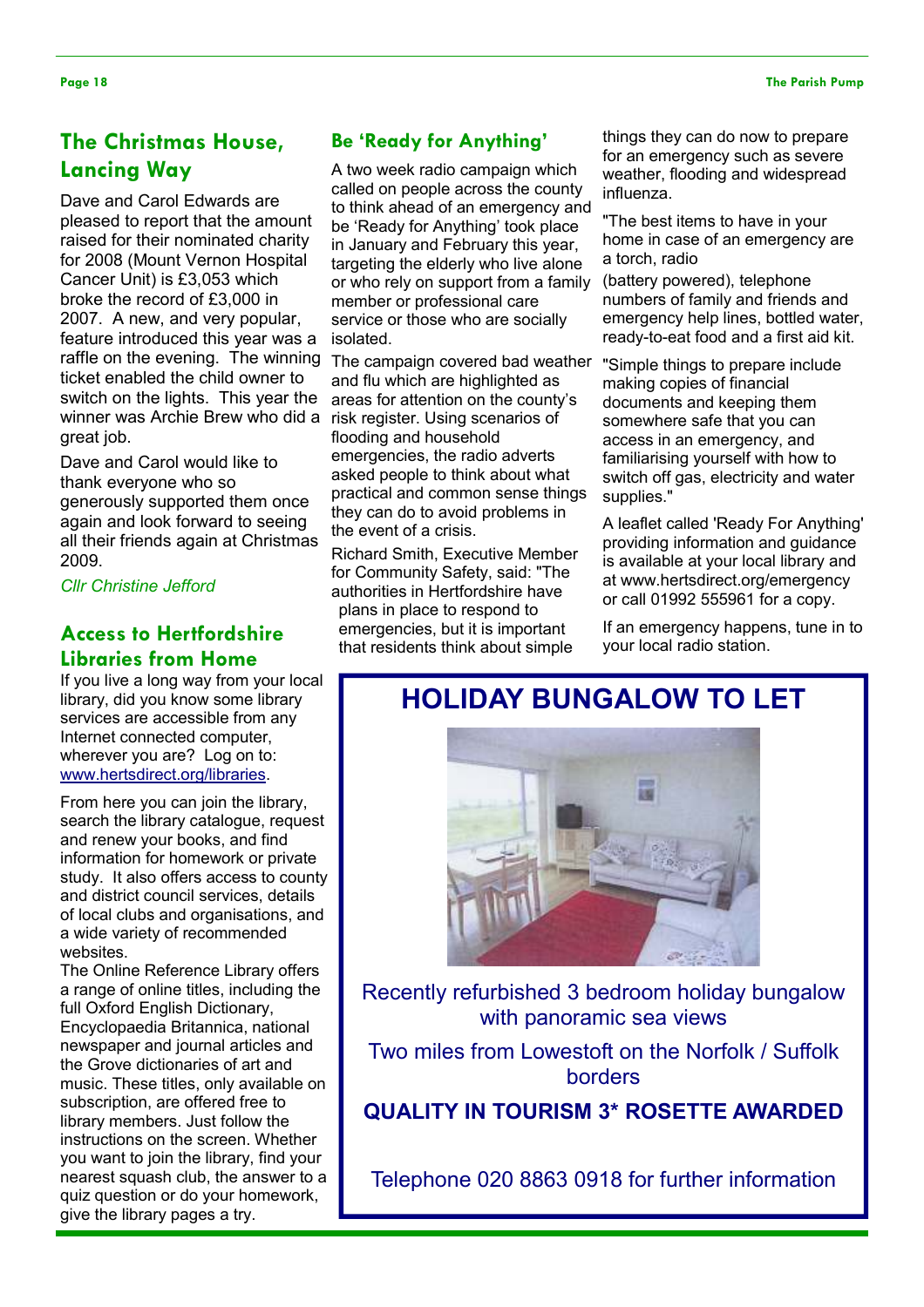## The Christmas House, Lancing Way

Dave and Carol Edwards are pleased to report that the amount raised for their nominated charity for 2008 (Mount Vernon Hospital Cancer Unit) is £3,053 which broke the record of £3,000 in 2007. A new, and very popular, feature introduced this year was a raffle on the evening. The winning ticket enabled the child owner to switch on the lights. This year the winner was Archie Brew who did a great job.

Dave and Carol would like to thank everyone who so generously supported them once again and look forward to seeing all their friends again at Christmas 2009.

*Cllr Christine Jefford*

## Access to Hertfordshire Libraries from Home

If you live a long way from your local library, did you know some library services are accessible from any Internet connected computer, wherever you are? Log on to: www.hertsdirect.org/libraries.

From here you can join the library, search the library catalogue, request and renew your books, and find information for homework or private study. It also offers access to county and district council services, details of local clubs and organisations, and a wide variety of recommended websites.

The Online Reference Library offers a range of online titles, including the full Oxford English Dictionary, Encyclopaedia Britannica, national newspaper and journal articles and the Grove dictionaries of art and music. These titles, only available on subscription, are offered free to library members. Just follow the instructions on the screen. Whether you want to join the library, find your nearest squash club, the answer to a quiz question or do your homework, give the library pages a try.

## Be 'Ready for Anything'

A two week radio campaign which called on people across the county to think ahead of an emergency and be 'Ready for Anything' took place in January and February this year, targeting the elderly who live alone or who rely on support from a family member or professional care service or those who are socially isolated.

The campaign covered bad weather and flu which are highlighted as areas for attention on the county's risk register. Using scenarios of flooding and household emergencies, the radio adverts asked people to think about what practical and common sense things they can do to avoid problems in the event of a crisis.

Richard Smith, Executive Member for Community Safety, said: "The authorities in Hertfordshire have plans in place to respond to emergencies, but it is important that residents think about simple things they can do now to prepare for an emergency such as severe weather, flooding and widespread influenza.

"The best items to have in your home in case of an emergency are a torch, radio (battery powered), telephone numbers of family and friends and emergency help lines, bottled water, ready-to-eat food and a first aid kit.

"Simple things to prepare include making copies of financial documents and keeping them somewhere safe that you can access in an emergency, and familiarising yourself with how to switch off gas, electricity and water supplies."

A leaflet called 'Ready For Anything' providing information and guidance is available at your local library and at www.hertsdirect.org/emergency or call 01992 555961 for a copy.

If an emergency happens, tune in to your local radio station.

## HOLIDAY BUNGALOW TO LET

Recently refurbished 3 bedroom holiday bungalow with panoramic sea views

Two miles from Lowestoft on the Norfolk / Suffolk borders

**QUALITY IN TOURISM 3* ROSETTE AWARDED**

Telephone 020 8863 0918 for further information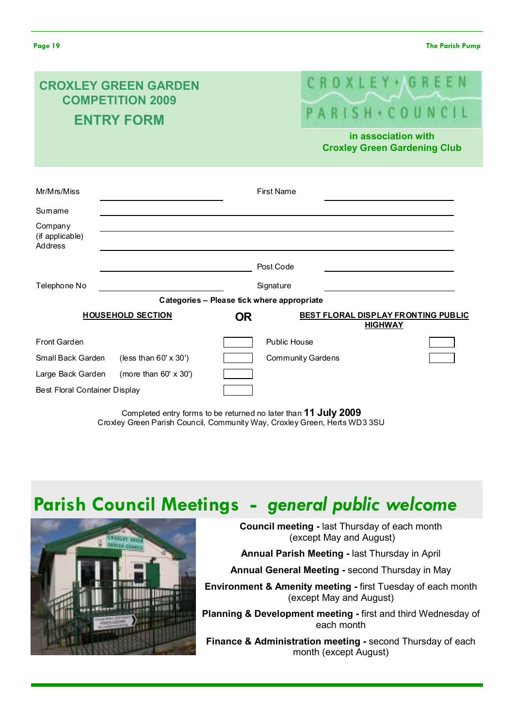# CROXLEY GREEN GARDEN COMPETITION 2009

## ENTRY FORM

CROXLEY GREEN PARISH COUNCIL

**in association with Croxley Green Gardening Club**

Mr/Mrs/Miss ____________________ First Name ____________________

Surname ________________________________________________

Company (if applicable) ________________________________________________

Address ________________________________________________

____________________ Post Code ____________________

Telephone No ____________________ Signature ____________________

**Categories – Please tick where appropriate**

| **HOUSEHOLD SECTION** | | | **OR** | **BEST FLORAL DISPLAY FRONTING PUBLIC HIGHWAY** | |
|---|---|---|---|---|---|
| Front Garden | | ☐ | | Public House | ☐ |
| Small Back Garden | (less than 60' x 30') | ☐ | | Community Gardens | ☐ |
| Large Back Garden | (more than 60' x 30') | ☐ | | | |
| Best Floral Container Display | | ☐ | | | |

Completed entry forms to be returned no later than **11 July 2009**
Croxley Green Parish Council, Community Way, Croxley Green, Herts WD3 3SU

# Parish Council Meetings - *general public welcome*

**Council meeting -** last Thursday of each month (except May and August)

**Annual Parish Meeting -** last Thursday in April

**Annual General Meeting -** second Thursday in May

**Environment & Amenity meeting -** first Tuesday of each month (except May and August)

**Planning & Development meeting -** first and third Wednesday of each month

**Finance & Administration meeting -** second Thursday of each month (except August)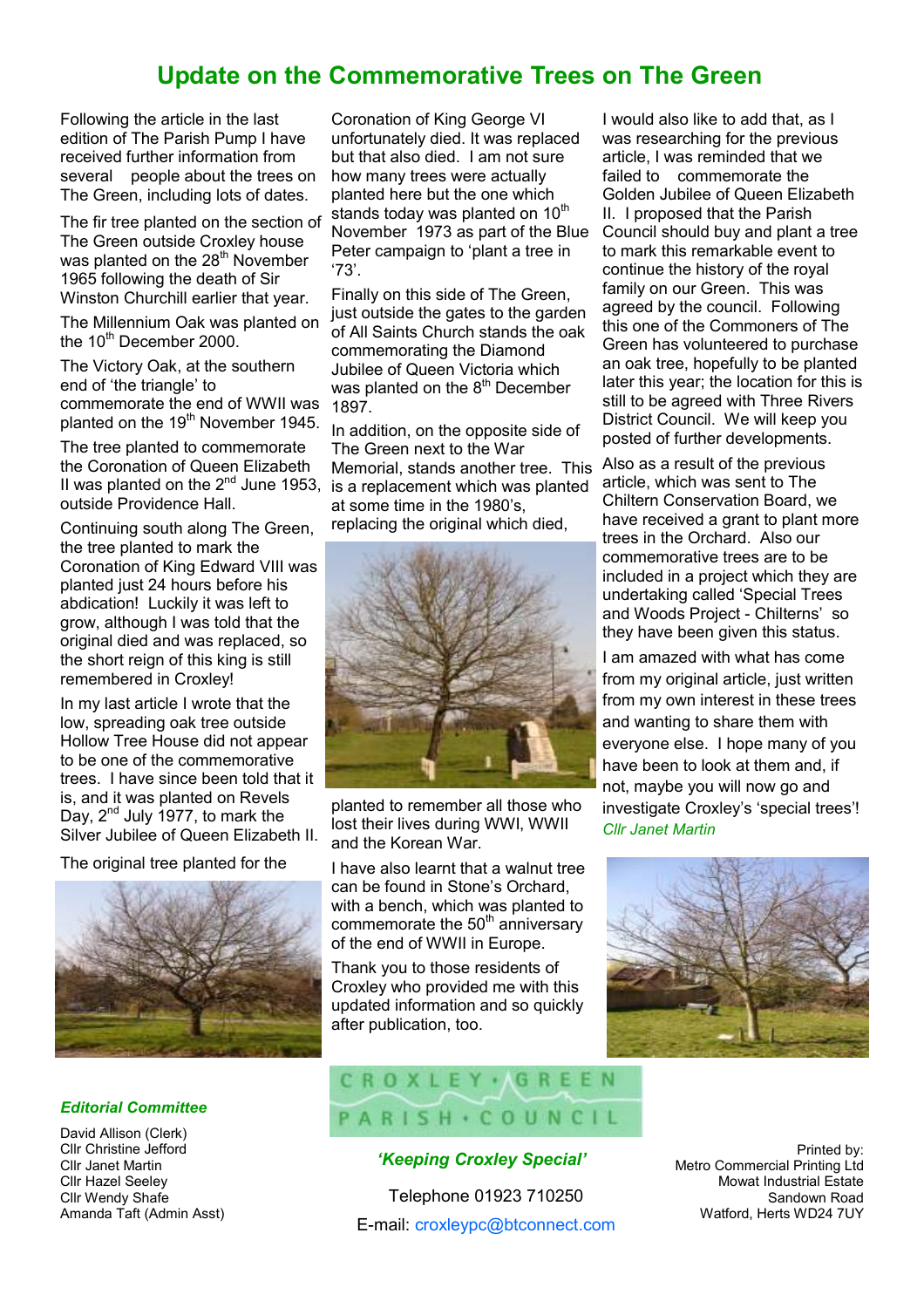# Update on the Commemorative Trees on The Green

Following the article in the last edition of The Parish Pump I have received further information from several people about the trees on The Green, including lots of dates.

The fir tree planted on the section of The Green outside Croxley house was planted on the 28th November 1965 following the death of Sir Winston Churchill earlier that year.

The Millennium Oak was planted on the 10th December 2000.

The Victory Oak, at the southern end of 'the triangle' to commemorate the end of WWII was planted on the 19th November 1945.

The tree planted to commemorate the Coronation of Queen Elizabeth II was planted on the 2nd June 1953, outside Providence Hall.

Continuing south along The Green, the tree planted to mark the Coronation of King Edward VIII was planted just 24 hours before his abdication! Luckily it was left to grow, although I was told that the original died and was replaced, so the short reign of this king is still remembered in Croxley!

In my last article I wrote that the low, spreading oak tree outside Hollow Tree House did not appear to be one of the commemorative trees. I have since been told that it is, and it was planted on Revels Day, 2nd July 1977, to mark the Silver Jubilee of Queen Elizabeth II.

The original tree planted for the Coronation of King George VI unfortunately died. It was replaced but that also died. I am not sure how many trees were actually planted here but the one which stands today was planted on 10th November 1973 as part of the Blue Peter campaign to 'plant a tree in '73'.

Finally on this side of The Green, just outside the gates to the garden of All Saints Church stands the oak commemorating the Diamond Jubilee of Queen Victoria which was planted on the 8th December 1897.

In addition, on the opposite side of The Green next to the War Memorial, stands another tree. This is a replacement which was planted at some time in the 1980's, replacing the original which died, planted to remember all those who lost their lives during WWI, WWII and the Korean War.

I have also learnt that a walnut tree can be found in Stone's Orchard, with a bench, which was planted to commemorate the 50th anniversary of the end of WWII in Europe.

Thank you to those residents of Croxley who provided me with this updated information and so quickly after publication, too.

I would also like to add that, as I was researching for the previous article, I was reminded that we failed to commemorate the Golden Jubilee of Queen Elizabeth II. I proposed that the Parish Council should buy and plant a tree to mark this remarkable event to continue the history of the royal family on our Green. This was agreed by the council. Following this one of the Commoners of The Green has volunteered to purchase an oak tree, hopefully to be planted later this year; the location for this is still to be agreed with Three Rivers District Council. We will keep you posted of further developments.

Also as a result of the previous article, which was sent to The Chiltern Conservation Board, we have received a grant to plant more trees in the Orchard. Also our commemorative trees are to be included in a project which they are undertaking called 'Special Trees and Woods Project - Chilterns' so they have been given this status.

I am amazed with what has come from my original article, just written from my own interest in these trees and wanting to share them with everyone else. I hope many of you have been to look at them and, if not, maybe you will now go and investigate Croxley's 'special trees'!

*Cllr Janet Martin*

***Editorial Committee***

David Allison (Clerk)
Cllr Christine Jefford
Cllr Janet Martin
Cllr Hazel Seeley
Cllr Wendy Shafe
Amanda Taft (Admin Asst)

CROXLEY • GREEN PARISH • COUNCIL

***'Keeping Croxley Special'***

Telephone 01923 710250

E-mail: croxleypc@btconnect.com

Printed by:
Metro Commercial Printing Ltd
Mowat Industrial Estate
Sandown Road
Watford, Herts WD24 7UY